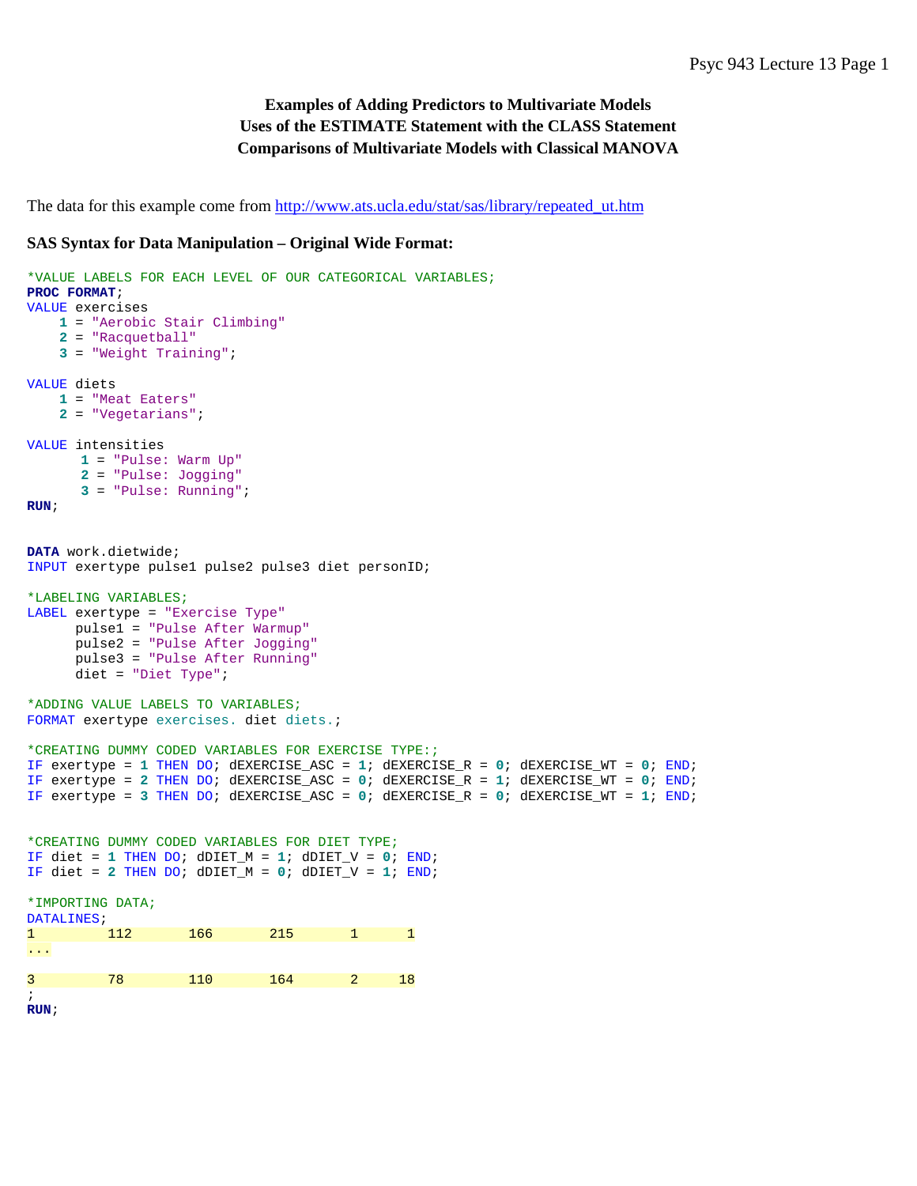**Examples of Adding Predictors to Multivariate Models**
**Uses of the ESTIMATE Statement with the CLASS Statement**
**Comparisons of Multivariate Models with Classical MANOVA**

The data for this example come from [http://www.ats.ucla.edu/stat/sas/library/repeated_ut.htm](http://www.ats.ucla.edu/stat/sas/library/repeated_ut.htm)

**SAS Syntax for Data Manipulation – Original Wide Format:**

```
*VALUE LABELS FOR EACH LEVEL OF OUR CATEGORICAL VARIABLES;
PROC FORMAT;
VALUE exercises
    1 = "Aerobic Stair Climbing"
    2 = "Racquetball"
    3 = "Weight Training";

VALUE diets
    1 = "Meat Eaters"
    2 = "Vegetarians";

VALUE intensities
      1 = "Pulse: Warm Up"
      2 = "Pulse: Jogging"
      3 = "Pulse: Running";
RUN;


DATA work.dietwide;
INPUT exertype pulse1 pulse2 pulse3 diet personID;

*LABELING VARIABLES;
LABEL exertype = "Exercise Type"
      pulse1 = "Pulse After Warmup"
      pulse2 = "Pulse After Jogging"
      pulse3 = "Pulse After Running"
      diet = "Diet Type";

*ADDING VALUE LABELS TO VARIABLES;
FORMAT exertype exercises. diet diets.;

*CREATING DUMMY CODED VARIABLES FOR EXERCISE TYPE:;
IF exertype = 1 THEN DO; dEXERCISE_ASC = 1; dEXERCISE_R = 0; dEXERCISE_WT = 0; END;
IF exertype = 2 THEN DO; dEXERCISE_ASC = 0; dEXERCISE_R = 1; dEXERCISE_WT = 0; END;
IF exertype = 3 THEN DO; dEXERCISE_ASC = 0; dEXERCISE_R = 0; dEXERCISE_WT = 1; END;


*CREATING DUMMY CODED VARIABLES FOR DIET TYPE;
IF diet = 1 THEN DO; dDIET_M = 1; dDIET_V = 0; END;
IF diet = 2 THEN DO; dDIET_M = 0; dDIET_V = 1; END;

*IMPORTING DATA;
DATALINES;
1        112       166       215       1      1
...

3        78        110       164       2     18
;
RUN;
```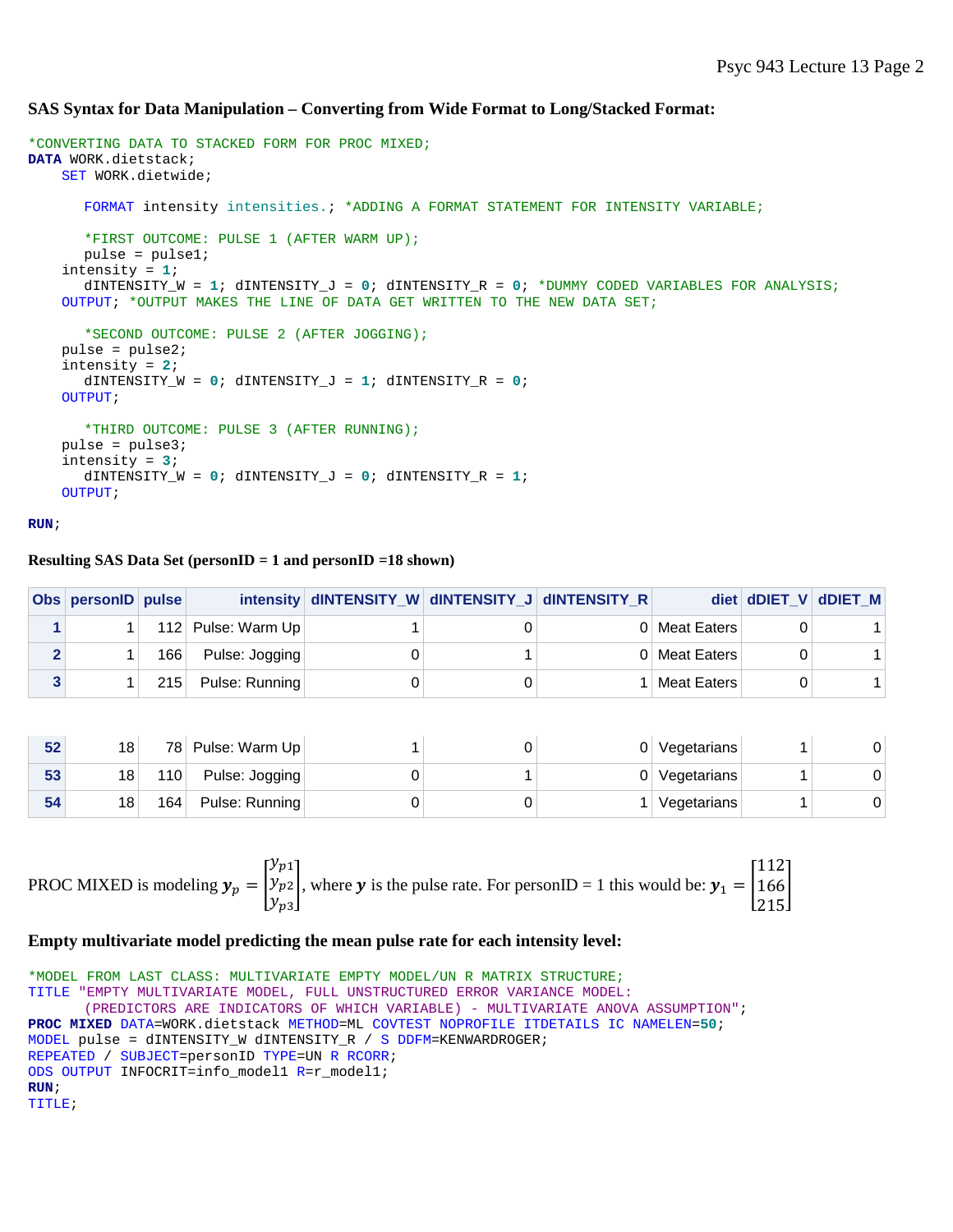**SAS Syntax for Data Manipulation – Converting from Wide Format to Long/Stacked Format:**

```
*CONVERTING DATA TO STACKED FORM FOR PROC MIXED;
DATA WORK.dietstack;
    SET WORK.dietwide;

       FORMAT intensity intensities.; *ADDING A FORMAT STATEMENT FOR INTENSITY VARIABLE;

       *FIRST OUTCOME: PULSE 1 (AFTER WARM UP);
       pulse = pulse1;
    intensity = 1;
       dINTENSITY_W = 1; dINTENSITY_J = 0; dINTENSITY_R = 0; *DUMMY CODED VARIABLES FOR ANALYSIS;
    OUTPUT; *OUTPUT MAKES THE LINE OF DATA GET WRITTEN TO THE NEW DATA SET;

       *SECOND OUTCOME: PULSE 2 (AFTER JOGGING);
    pulse = pulse2;
    intensity = 2;
       dINTENSITY_W = 0; dINTENSITY_J = 1; dINTENSITY_R = 0;
    OUTPUT;

       *THIRD OUTCOME: PULSE 3 (AFTER RUNNING);
    pulse = pulse3;
    intensity = 3;
       dINTENSITY_W = 0; dINTENSITY_J = 0; dINTENSITY_R = 1;
    OUTPUT;

RUN;
```

**Resulting SAS Data Set (personID = 1 and personID =18 shown)**

| Obs | personID | pulse | intensity | dINTENSITY_W | dINTENSITY_J | dINTENSITY_R | diet | dDIET_V | dDIET_M |
|---|---|---|---|---|---|---|---|---|---|
| 1 | 1 | 112 | Pulse: Warm Up | 1 | 0 | 0 | Meat Eaters | 0 | 1 |
| 2 | 1 | 166 | Pulse: Jogging | 0 | 1 | 0 | Meat Eaters | 0 | 1 |
| 3 | 1 | 215 | Pulse: Running | 0 | 0 | 1 | Meat Eaters | 0 | 1 |
| 52 | 18 | 78 | Pulse: Warm Up | 1 | 0 | 0 | Vegetarians | 1 | 0 |
| 53 | 18 | 110 | Pulse: Jogging | 0 | 1 | 0 | Vegetarians | 1 | 0 |
| 54 | 18 | 164 | Pulse: Running | 0 | 0 | 1 | Vegetarians | 1 | 0 |

PROC MIXED is modeling $\boldsymbol{y}_p = \begin{bmatrix} y_{p1} \\ y_{p2} \\ y_{p3} \end{bmatrix}$, where $\boldsymbol{y}$ is the pulse rate. For personID = 1 this would be: $\boldsymbol{y}_1 = \begin{bmatrix} 112 \\ 166 \\ 215 \end{bmatrix}$

**Empty multivariate model predicting the mean pulse rate for each intensity level:**

```
*MODEL FROM LAST CLASS: MULTIVARIATE EMPTY MODEL/UN R MATRIX STRUCTURE;
TITLE "EMPTY MULTIVARIATE MODEL, FULL UNSTRUCTURED ERROR VARIANCE MODEL:
       (PREDICTORS ARE INDICATORS OF WHICH VARIABLE) - MULTIVARIATE ANOVA ASSUMPTION";
PROC MIXED DATA=WORK.dietstack METHOD=ML COVTEST NOPROFILE ITDETAILS IC NAMELEN=50;
MODEL pulse = dINTENSITY_W dINTENSITY_R / S DDFM=KENWARDROGER;
REPEATED / SUBJECT=personID TYPE=UN R RCORR;
ODS OUTPUT INFOCRIT=info_model1 R=r_model1;
RUN;
TITLE;
```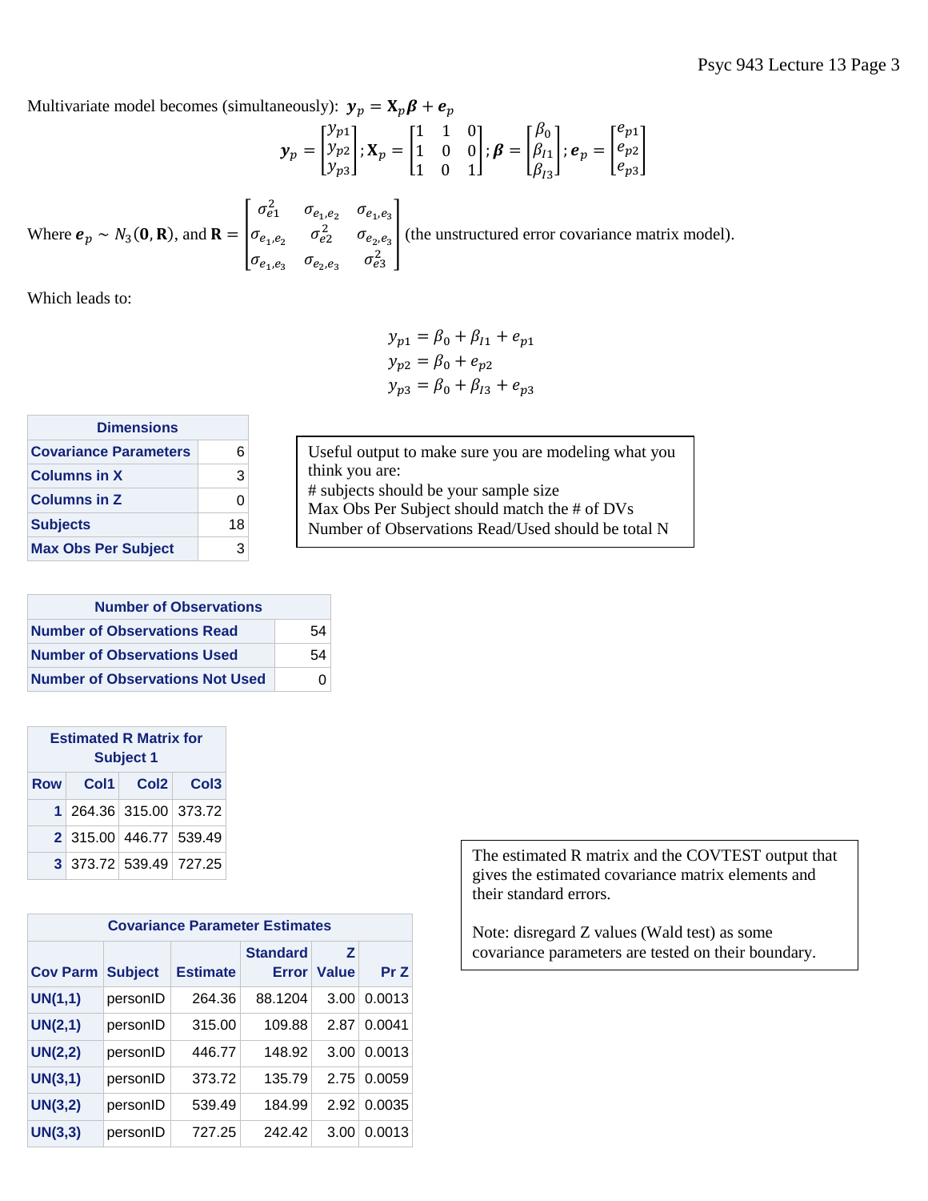Multivariate model becomes (simultaneously): $\boldsymbol{y}_p = \mathbf{X}_p\boldsymbol{\beta} + \boldsymbol{e}_p$

$$\boldsymbol{y}_p = \begin{bmatrix} y_{p1} \\ y_{p2} \\ y_{p3} \end{bmatrix}; \mathbf{X}_p = \begin{bmatrix} 1 & 1 & 0 \\ 1 & 0 & 0 \\ 1 & 0 & 1 \end{bmatrix}; \boldsymbol{\beta} = \begin{bmatrix} \beta_0 \\ \beta_{I1} \\ \beta_{I3} \end{bmatrix}; \boldsymbol{e}_p = \begin{bmatrix} e_{p1} \\ e_{p2} \\ e_{p3} \end{bmatrix}$$

Where $\boldsymbol{e}_p \sim N_3(\mathbf{0}, \mathbf{R})$, and $\mathbf{R} = \begin{bmatrix} \sigma^2_{e1} & \sigma_{e_1,e_2} & \sigma_{e_1,e_3} \\ \sigma_{e_1,e_2} & \sigma^2_{e2} & \sigma_{e_2,e_3} \\ \sigma_{e_1,e_3} & \sigma_{e_2,e_3} & \sigma^2_{e3} \end{bmatrix}$ (the unstructured error covariance matrix model).

Which leads to:

$$y_{p1} = \beta_0 + \beta_{I1} + e_{p1}$$
$$y_{p2} = \beta_0 + e_{p2}$$
$$y_{p3} = \beta_0 + \beta_{I3} + e_{p3}$$

| Dimensions | |
|---|---|
| Covariance Parameters | 6 |
| Columns in X | 3 |
| Columns in Z | 0 |
| Subjects | 18 |
| Max Obs Per Subject | 3 |

Useful output to make sure you are modeling what you think you are:
# subjects should be your sample size
Max Obs Per Subject should match the # of DVs
Number of Observations Read/Used should be total N

| Number of Observations | |
|---|---|
| Number of Observations Read | 54 |
| Number of Observations Used | 54 |
| Number of Observations Not Used | 0 |

Estimated R Matrix for Subject 1

| Row | Col1 | Col2 | Col3 |
|---|---|---|---|
| 1 | 264.36 | 315.00 | 373.72 |
| 2 | 315.00 | 446.77 | 539.49 |
| 3 | 373.72 | 539.49 | 727.25 |

Covariance Parameter Estimates

| Cov Parm | Subject | Estimate | Standard Error | Z Value | Pr Z |
|---|---|---|---|---|---|
| UN(1,1) | personID | 264.36 | 88.1204 | 3.00 | 0.0013 |
| UN(2,1) | personID | 315.00 | 109.88 | 2.87 | 0.0041 |
| UN(2,2) | personID | 446.77 | 148.92 | 3.00 | 0.0013 |
| UN(3,1) | personID | 373.72 | 135.79 | 2.75 | 0.0059 |
| UN(3,2) | personID | 539.49 | 184.99 | 2.92 | 0.0035 |
| UN(3,3) | personID | 727.25 | 242.42 | 3.00 | 0.0013 |

The estimated R matrix and the COVTEST output that gives the estimated covariance matrix elements and their standard errors.

Note: disregard Z values (Wald test) as some covariance parameters are tested on their boundary.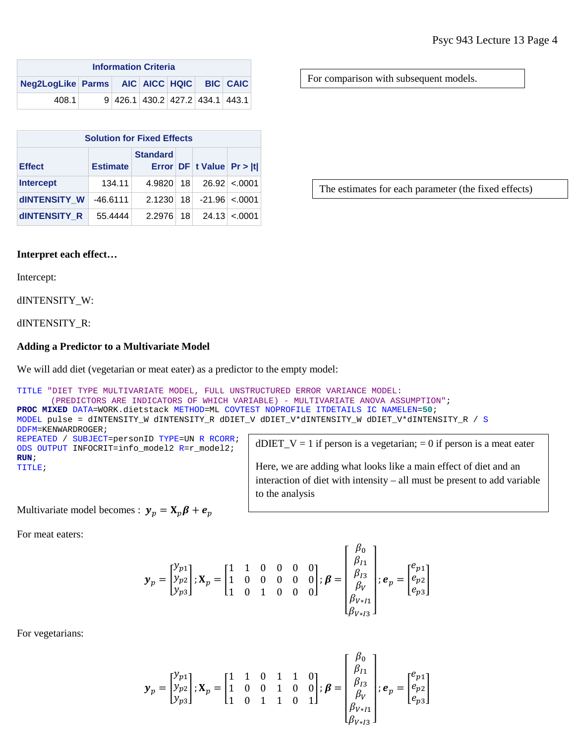| Information Criteria | | | | | | |
|---|---|---|---|---|---|---|
| Neg2LogLike | Parms | AIC | AICC | HQIC | BIC | CAIC |
| 408.1 | 9 | 426.1 | 430.2 | 427.2 | 434.1 | 443.1 |

For comparison with subsequent models.

| Solution for Fixed Effects | | | | | |
|---|---|---|---|---|---|
| Effect | Estimate | Standard Error | DF | t Value | Pr > \|t\| |
| Intercept | 134.11 | 4.9820 | 18 | 26.92 | <.0001 |
| dINTENSITY_W | -46.6111 | 2.1230 | 18 | -21.96 | <.0001 |
| dINTENSITY_R | 55.4444 | 2.2976 | 18 | 24.13 | <.0001 |

The estimates for each parameter (the fixed effects)

**Interpret each effect…**

Intercept:

dINTENSITY_W:

dINTENSITY_R:

**Adding a Predictor to a Multivariate Model**

We will add diet (vegetarian or meat eater) as a predictor to the empty model:

```
TITLE "DIET TYPE MULTIVARIATE MODEL, FULL UNSTRUCTURED ERROR VARIANCE MODEL:
       (PREDICTORS ARE INDICATORS OF WHICH VARIABLE) - MULTIVARIATE ANOVA ASSUMPTION";
PROC MIXED DATA=WORK.dietstack METHOD=ML COVTEST NOPROFILE ITDETAILS IC NAMELEN=50;
MODEL pulse = dINTENSITY_W dINTENSITY_R dDIET_V dDIET_V*dINTENSITY_W dDIET_V*dINTENSITY_R / S
DDFM=KENWARDROGER;
REPEATED / SUBJECT=personID TYPE=UN R RCORR;
ODS OUTPUT INFOCRIT=info_model2 R=r_model2;
RUN;
TITLE;
```

dDIET_V = 1 if person is a vegetarian; = 0 if person is a meat eater

Here, we are adding what looks like a main effect of diet and an interaction of diet with intensity – all must be present to add variable to the analysis

Multivariate model becomes : $\boldsymbol{y}_p = \mathbf{X}_p\boldsymbol{\beta} + \boldsymbol{e}_p$

For meat eaters:

$$\boldsymbol{y}_p = \begin{bmatrix} y_{p1} \\ y_{p2} \\ y_{p3} \end{bmatrix}; \mathbf{X}_p = \begin{bmatrix} 1 & 1 & 0 & 0 & 0 & 0 \\ 1 & 0 & 0 & 0 & 0 & 0 \\ 1 & 0 & 1 & 0 & 0 & 0 \end{bmatrix}; \boldsymbol{\beta} = \begin{bmatrix} \beta_0 \\ \beta_{I1} \\ \beta_{I3} \\ \beta_V \\ \beta_{V*I1} \\ \beta_{V*I3} \end{bmatrix}; \boldsymbol{e}_p = \begin{bmatrix} e_{p1} \\ e_{p2} \\ e_{p3} \end{bmatrix}$$

For vegetarians:

$$\boldsymbol{y}_p = \begin{bmatrix} y_{p1} \\ y_{p2} \\ y_{p3} \end{bmatrix}; \mathbf{X}_p = \begin{bmatrix} 1 & 1 & 0 & 1 & 1 & 0 \\ 1 & 0 & 0 & 1 & 0 & 0 \\ 1 & 0 & 1 & 1 & 0 & 1 \end{bmatrix}; \boldsymbol{\beta} = \begin{bmatrix} \beta_0 \\ \beta_{I1} \\ \beta_{I3} \\ \beta_V \\ \beta_{V*I1} \\ \beta_{V*I3} \end{bmatrix}; \boldsymbol{e}_p = \begin{bmatrix} e_{p1} \\ e_{p2} \\ e_{p3} \end{bmatrix}$$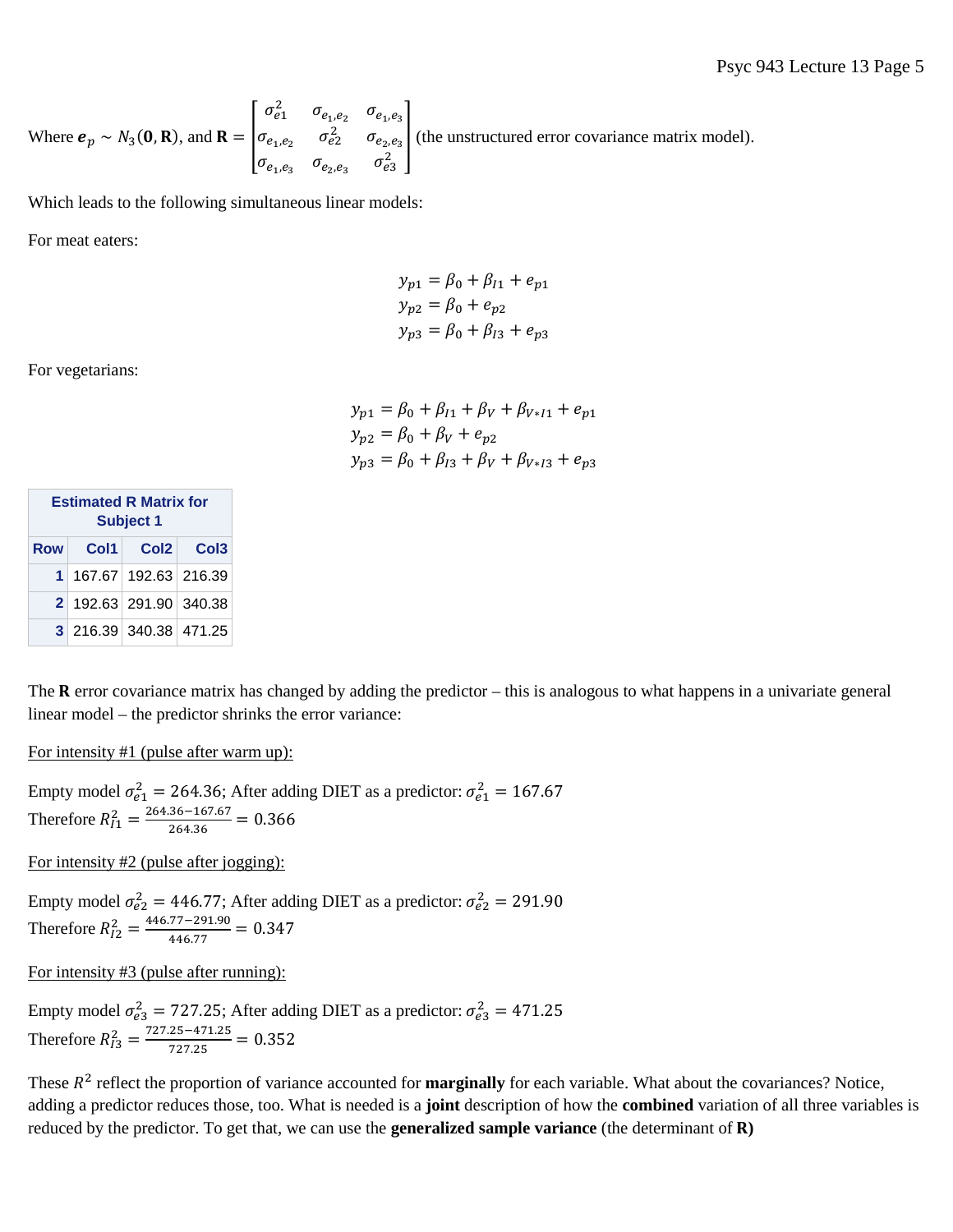Where $\boldsymbol{e}_p \sim N_3(\mathbf{0}, \mathbf{R})$, and $\mathbf{R} = \begin{bmatrix} \sigma^2_{e1} & \sigma_{e_1,e_2} & \sigma_{e_1,e_3} \\ \sigma_{e_1,e_2} & \sigma^2_{e2} & \sigma_{e_2,e_3} \\ \sigma_{e_1,e_3} & \sigma_{e_2,e_3} & \sigma^2_{e3} \end{bmatrix}$ (the unstructured error covariance matrix model).

Which leads to the following simultaneous linear models:

For meat eaters:

$$
\begin{aligned}
y_{p1} &= \beta_0 + \beta_{I1} + e_{p1} \\
y_{p2} &= \beta_0 + e_{p2} \\
y_{p3} &= \beta_0 + \beta_{I3} + e_{p3}
\end{aligned}
$$

For vegetarians:

$$
\begin{aligned}
y_{p1} &= \beta_0 + \beta_{I1} + \beta_V + \beta_{V*I1} + e_{p1} \\
y_{p2} &= \beta_0 + \beta_V + e_{p2} \\
y_{p3} &= \beta_0 + \beta_{I3} + \beta_V + \beta_{V*I3} + e_{p3}
\end{aligned}
$$

**Estimated R Matrix for Subject 1**

| Row | Col1 | Col2 | Col3 |
|---|---|---|---|
| 1 | 167.67 | 192.63 | 216.39 |
| 2 | 192.63 | 291.90 | 340.38 |
| 3 | 216.39 | 340.38 | 471.25 |

The **R** error covariance matrix has changed by adding the predictor – this is analogous to what happens in a univariate general linear model – the predictor shrinks the error variance:

For intensity #1 (pulse after warm up):

Empty model $\sigma^2_{e1} = 264.36$; After adding DIET as a predictor: $\sigma^2_{e1} = 167.67$
Therefore $R^2_{I1} = \frac{264.36 - 167.67}{264.36} = 0.366$

For intensity #2 (pulse after jogging):

Empty model $\sigma^2_{e2} = 446.77$; After adding DIET as a predictor: $\sigma^2_{e2} = 291.90$
Therefore $R^2_{I2} = \frac{446.77 - 291.90}{446.77} = 0.347$

For intensity #3 (pulse after running):

Empty model $\sigma^2_{e3} = 727.25$; After adding DIET as a predictor: $\sigma^2_{e3} = 471.25$
Therefore $R^2_{I3} = \frac{727.25 - 471.25}{727.25} = 0.352$

These $R^2$ reflect the proportion of variance accounted for **marginally** for each variable. What about the covariances? Notice, adding a predictor reduces those, too. What is needed is a **joint** description of how the **combined** variation of all three variables is reduced by the predictor. To get that, we can use the **generalized sample variance** (the determinant of **R)**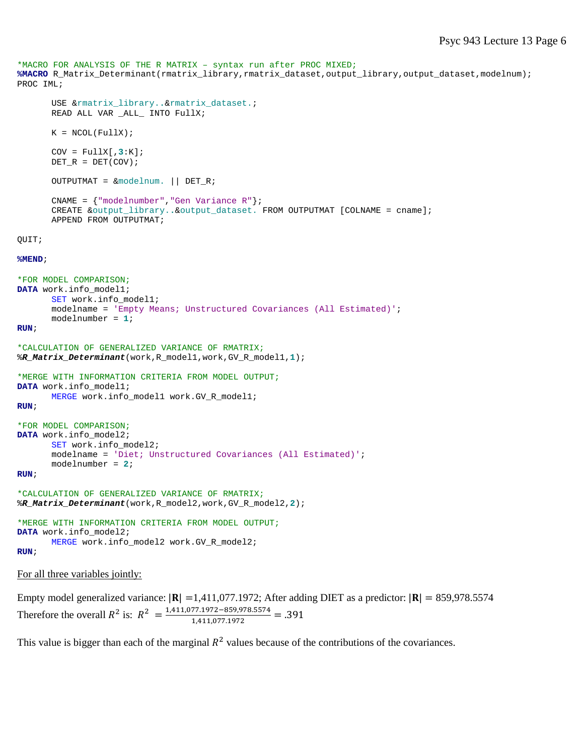```
*MACRO FOR ANALYSIS OF THE R MATRIX – syntax run after PROC MIXED;
%MACRO R_Matrix_Determinant(rmatrix_library,rmatrix_dataset,output_library,output_dataset,modelnum);
PROC IML;

      USE &rmatrix_library..&rmatrix_dataset.;
      READ ALL VAR _ALL_ INTO FullX;

      K = NCOL(FullX);

      COV = FullX[,3:K];
      DET_R = DET(COV);

      OUTPUTMAT = &modelnum. || DET_R;

      CNAME = {"modelnumber","Gen Variance R"};
      CREATE &output_library..&output_dataset. FROM OUTPUTMAT [COLNAME = cname];
      APPEND FROM OUTPUTMAT;

QUIT;

%MEND;

*FOR MODEL COMPARISON;
DATA work.info_model1;
      SET work.info_model1;
      modelname = 'Empty Means; Unstructured Covariances (All Estimated)';
      modelnumber = 1;
RUN;

*CALCULATION OF GENERALIZED VARIANCE OF RMATRIX;
%R_Matrix_Determinant(work,R_model1,work,GV_R_model1,1);

*MERGE WITH INFORMATION CRITERIA FROM MODEL OUTPUT;
DATA work.info_model1;
      MERGE work.info_model1 work.GV_R_model1;
RUN;

*FOR MODEL COMPARISON;
DATA work.info_model2;
      SET work.info_model2;
      modelname = 'Diet; Unstructured Covariances (All Estimated)';
      modelnumber = 2;
RUN;

*CALCULATION OF GENERALIZED VARIANCE OF RMATRIX;
%R_Matrix_Determinant(work,R_model2,work,GV_R_model2,2);

*MERGE WITH INFORMATION CRITERIA FROM MODEL OUTPUT;
DATA work.info_model2;
      MERGE work.info_model2 work.GV_R_model2;
RUN;
```

For all three variables jointly:

Empty model generalized variance: $|\mathbf{R}| = 1{,}411{,}077.1972$; After adding DIET as a predictor: $|\mathbf{R}| = 859{,}978.5574$

Therefore the overall $R^2$ is: $R^2 = \frac{1{,}411{,}077.1972 - 859{,}978.5574}{1{,}411{,}077.1972} = .391$

This value is bigger than each of the marginal $R^2$ values because of the contributions of the covariances.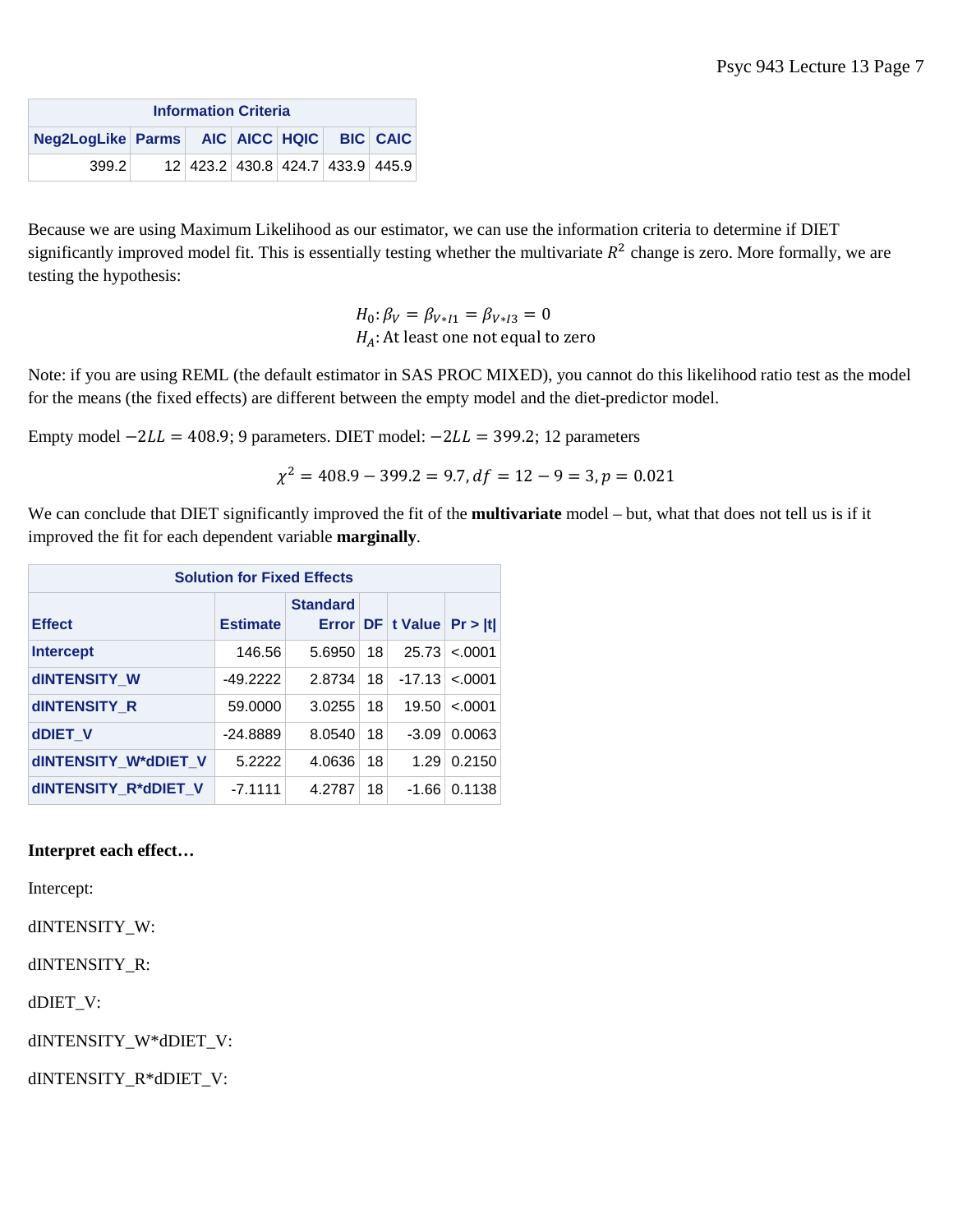| Information Criteria | | | | | | |
|---|---|---|---|---|---|---|
| Neg2LogLike | Parms | AIC | AICC | HQIC | BIC | CAIC |
| 399.2 | 12 | 423.2 | 430.8 | 424.7 | 433.9 | 445.9 |

Because we are using Maximum Likelihood as our estimator, we can use the information criteria to determine if DIET significantly improved model fit. This is essentially testing whether the multivariate $R^2$ change is zero. More formally, we are testing the hypothesis:

$$H_0: \beta_V = \beta_{V*I1} = \beta_{V*I3} = 0$$
$$H_A: \text{At least one not equal to zero}$$

Note: if you are using REML (the default estimator in SAS PROC MIXED), you cannot do this likelihood ratio test as the model for the means (the fixed effects) are different between the empty model and the diet-predictor model.

Empty model $-2LL = 408.9$; 9 parameters. DIET model: $-2LL = 399.2$; 12 parameters

$$\chi^2 = 408.9 - 399.2 = 9.7, df = 12 - 9 = 3, p = 0.021$$

We can conclude that DIET significantly improved the fit of the **multivariate** model – but, what that does not tell us is if it improved the fit for each dependent variable **marginally**.

| Solution for Fixed Effects | | | | | |
|---|---|---|---|---|---|
| Effect | Estimate | Standard Error | DF | t Value | Pr > \|t\| |
| Intercept | 146.56 | 5.6950 | 18 | 25.73 | <.0001 |
| dINTENSITY_W | -49.2222 | 2.8734 | 18 | -17.13 | <.0001 |
| dINTENSITY_R | 59.0000 | 3.0255 | 18 | 19.50 | <.0001 |
| dDIET_V | -24.8889 | 8.0540 | 18 | -3.09 | 0.0063 |
| dINTENSITY_W*dDIET_V | 5.2222 | 4.0636 | 18 | 1.29 | 0.2150 |
| dINTENSITY_R*dDIET_V | -7.1111 | 4.2787 | 18 | -1.66 | 0.1138 |

**Interpret each effect…**

Intercept:

dINTENSITY_W:

dINTENSITY_R:

dDIET_V:

dINTENSITY_W*dDIET_V:

dINTENSITY_R*dDIET_V: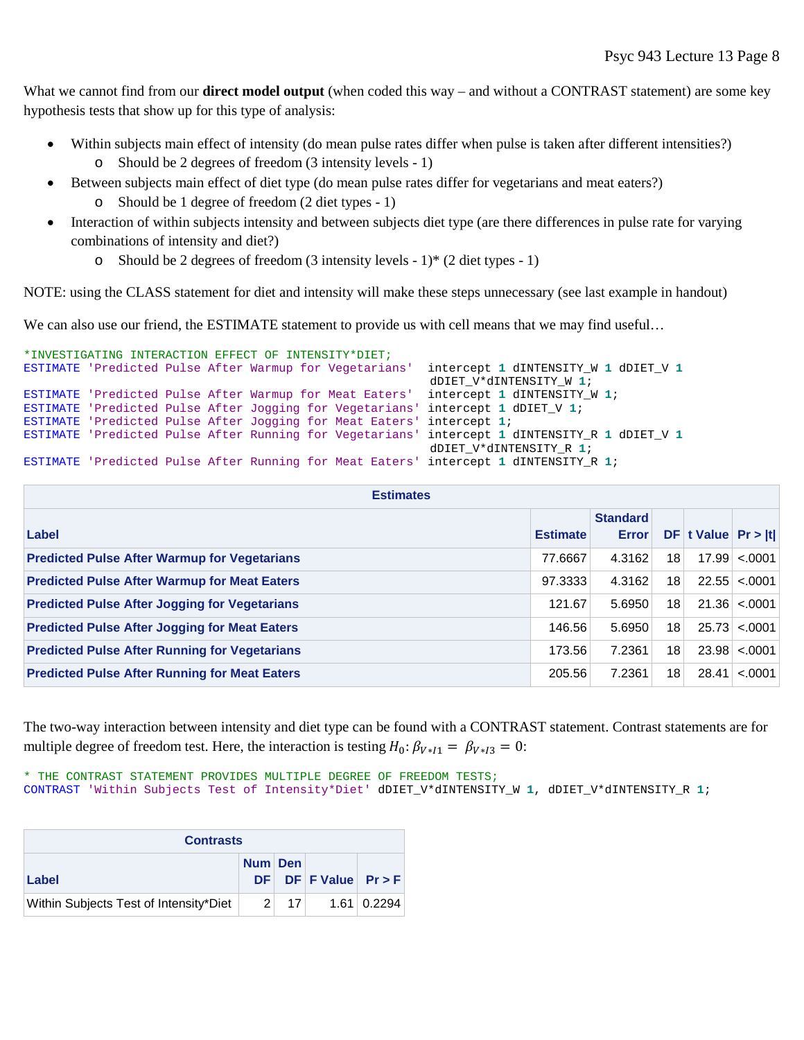What we cannot find from our **direct model output** (when coded this way – and without a CONTRAST statement) are some key hypothesis tests that show up for this type of analysis:

- Within subjects main effect of intensity (do mean pulse rates differ when pulse is taken after different intensities?)
  - Should be 2 degrees of freedom (3 intensity levels - 1)
- Between subjects main effect of diet type (do mean pulse rates differ for vegetarians and meat eaters?)
  - Should be 1 degree of freedom (2 diet types - 1)
- Interaction of within subjects intensity and between subjects diet type (are there differences in pulse rate for varying combinations of intensity and diet?)
  - Should be 2 degrees of freedom (3 intensity levels - 1)* (2 diet types - 1)

NOTE: using the CLASS statement for diet and intensity will make these steps unnecessary (see last example in handout)

We can also use our friend, the ESTIMATE statement to provide us with cell means that we may find useful…

```
*INVESTIGATING INTERACTION EFFECT OF INTENSITY*DIET;
ESTIMATE 'Predicted Pulse After Warmup for Vegetarians'  intercept 1 dINTENSITY_W 1 dDIET_V 1
                                                          dDIET_V*dINTENSITY_W 1;
ESTIMATE 'Predicted Pulse After Warmup for Meat Eaters'  intercept 1 dINTENSITY_W 1;
ESTIMATE 'Predicted Pulse After Jogging for Vegetarians' intercept 1 dDIET_V 1;
ESTIMATE 'Predicted Pulse After Jogging for Meat Eaters' intercept 1;
ESTIMATE 'Predicted Pulse After Running for Vegetarians' intercept 1 dINTENSITY_R 1 dDIET_V 1
                                                          dDIET_V*dINTENSITY_R 1;
ESTIMATE 'Predicted Pulse After Running for Meat Eaters' intercept 1 dINTENSITY_R 1;
```

**Estimates**

| Label | Estimate | Standard Error | DF | t Value | Pr > \|t\| |
|---|---|---|---|---|---|
| Predicted Pulse After Warmup for Vegetarians | 77.6667 | 4.3162 | 18 | 17.99 | <.0001 |
| Predicted Pulse After Warmup for Meat Eaters | 97.3333 | 4.3162 | 18 | 22.55 | <.0001 |
| Predicted Pulse After Jogging for Vegetarians | 121.67 | 5.6950 | 18 | 21.36 | <.0001 |
| Predicted Pulse After Jogging for Meat Eaters | 146.56 | 5.6950 | 18 | 25.73 | <.0001 |
| Predicted Pulse After Running for Vegetarians | 173.56 | 7.2361 | 18 | 23.98 | <.0001 |
| Predicted Pulse After Running for Meat Eaters | 205.56 | 7.2361 | 18 | 28.41 | <.0001 |

The two-way interaction between intensity and diet type can be found with a CONTRAST statement. Contrast statements are for multiple degree of freedom test. Here, the interaction is testing $H_0: \beta_{V*I1} = \beta_{V*I3} = 0$:

```
* THE CONTRAST STATEMENT PROVIDES MULTIPLE DEGREE OF FREEDOM TESTS;
CONTRAST 'Within Subjects Test of Intensity*Diet' dDIET_V*dINTENSITY_W 1, dDIET_V*dINTENSITY_R 1;
```

**Contrasts**

| Label | Num DF | Den DF | F Value | Pr > F |
|---|---|---|---|---|
| Within Subjects Test of Intensity*Diet | 2 | 17 | 1.61 | 0.2294 |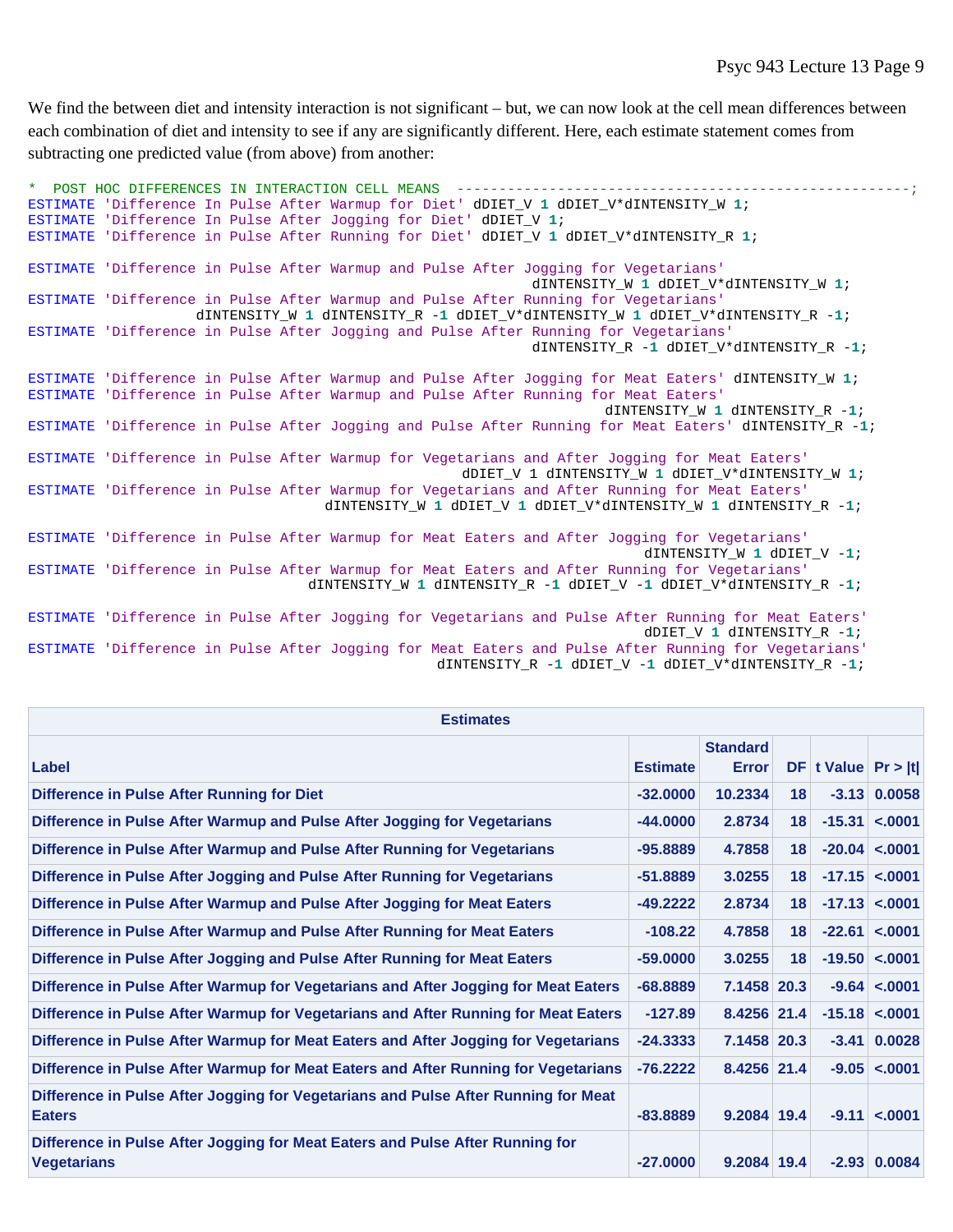We find the between diet and intensity interaction is not significant – but, we can now look at the cell mean differences between each combination of diet and intensity to see if any are significantly different. Here, each estimate statement comes from subtracting one predicted value (from above) from another:

```
*  POST HOC DIFFERENCES IN INTERACTION CELL MEANS  ------------------------------------------------------;
ESTIMATE 'Difference In Pulse After Warmup for Diet' dDIET_V 1 dDIET_V*dINTENSITY_W 1;
ESTIMATE 'Difference In Pulse After Jogging for Diet' dDIET_V 1;
ESTIMATE 'Difference in Pulse After Running for Diet' dDIET_V 1 dDIET_V*dINTENSITY_R 1;

ESTIMATE 'Difference in Pulse After Warmup and Pulse After Jogging for Vegetarians'
                                                          dINTENSITY_W 1 dDIET_V*dINTENSITY_W 1;
ESTIMATE 'Difference in Pulse After Warmup and Pulse After Running for Vegetarians'
                    dINTENSITY_W 1 dINTENSITY_R -1 dDIET_V*dINTENSITY_W 1 dDIET_V*dINTENSITY_R -1;
ESTIMATE 'Difference in Pulse After Jogging and Pulse After Running for Vegetarians'
                                                          dINTENSITY_R -1 dDIET_V*dINTENSITY_R -1;

ESTIMATE 'Difference in Pulse After Warmup and Pulse After Jogging for Meat Eaters' dINTENSITY_W 1;
ESTIMATE 'Difference in Pulse After Warmup and Pulse After Running for Meat Eaters'
                                                                   dINTENSITY_W 1 dINTENSITY_R -1;
ESTIMATE 'Difference in Pulse After Jogging and Pulse After Running for Meat Eaters' dINTENSITY_R -1;

ESTIMATE 'Difference in Pulse After Warmup for Vegetarians and After Jogging for Meat Eaters'
                                                  dDIET_V 1 dINTENSITY_W 1 dDIET_V*dINTENSITY_W 1;
ESTIMATE 'Difference in Pulse After Warmup for Vegetarians and After Running for Meat Eaters'
                                   dINTENSITY_W 1 dDIET_V 1 dDIET_V*dINTENSITY_W 1 dINTENSITY_R -1;

ESTIMATE 'Difference in Pulse After Warmup for Meat Eaters and After Jogging for Vegetarians'
                                                                        dINTENSITY_W 1 dDIET_V -1;
ESTIMATE 'Difference in Pulse After Warmup for Meat Eaters and After Running for Vegetarians'
                                 dINTENSITY_W 1 dINTENSITY_R -1 dDIET_V -1 dDIET_V*dINTENSITY_R -1;

ESTIMATE 'Difference in Pulse After Jogging for Vegetarians and Pulse After Running for Meat Eaters'
                                                                        dDIET_V 1 dINTENSITY_R -1;
ESTIMATE 'Difference in Pulse After Jogging for Meat Eaters and Pulse After Running for Vegetarians'
                                                    dINTENSITY_R -1 dDIET_V -1 dDIET_V*dINTENSITY_R -1;
```

**Estimates**

| Label | Estimate | Standard Error | DF | t Value | Pr > \|t\| |
|---|---|---|---|---|---|
| Difference in Pulse After Running for Diet | -32.0000 | 10.2334 | 18 | -3.13 | 0.0058 |
| Difference in Pulse After Warmup and Pulse After Jogging for Vegetarians | -44.0000 | 2.8734 | 18 | -15.31 | <.0001 |
| Difference in Pulse After Warmup and Pulse After Running for Vegetarians | -95.8889 | 4.7858 | 18 | -20.04 | <.0001 |
| Difference in Pulse After Jogging and Pulse After Running for Vegetarians | -51.8889 | 3.0255 | 18 | -17.15 | <.0001 |
| Difference in Pulse After Warmup and Pulse After Jogging for Meat Eaters | -49.2222 | 2.8734 | 18 | -17.13 | <.0001 |
| Difference in Pulse After Warmup and Pulse After Running for Meat Eaters | -108.22 | 4.7858 | 18 | -22.61 | <.0001 |
| Difference in Pulse After Jogging and Pulse After Running for Meat Eaters | -59.0000 | 3.0255 | 18 | -19.50 | <.0001 |
| Difference in Pulse After Warmup for Vegetarians and After Jogging for Meat Eaters | -68.8889 | 7.1458 | 20.3 | -9.64 | <.0001 |
| Difference in Pulse After Warmup for Vegetarians and After Running for Meat Eaters | -127.89 | 8.4256 | 21.4 | -15.18 | <.0001 |
| Difference in Pulse After Warmup for Meat Eaters and After Jogging for Vegetarians | -24.3333 | 7.1458 | 20.3 | -3.41 | 0.0028 |
| Difference in Pulse After Warmup for Meat Eaters and After Running for Vegetarians | -76.2222 | 8.4256 | 21.4 | -9.05 | <.0001 |
| Difference in Pulse After Jogging for Vegetarians and Pulse After Running for Meat Eaters | -83.8889 | 9.2084 | 19.4 | -9.11 | <.0001 |
| Difference in Pulse After Jogging for Meat Eaters and Pulse After Running for Vegetarians | -27.0000 | 9.2084 | 19.4 | -2.93 | 0.0084 |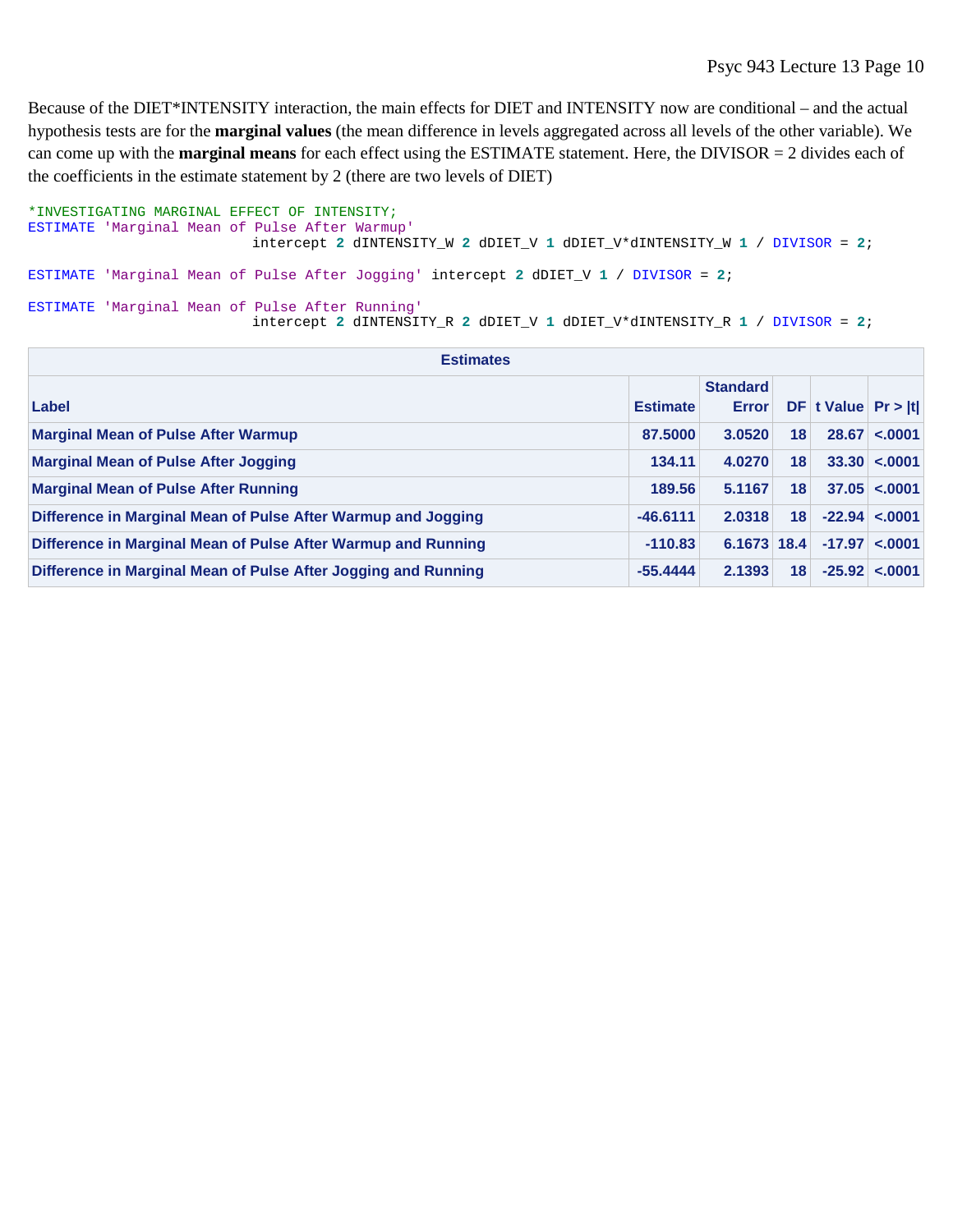Because of the DIET*INTENSITY interaction, the main effects for DIET and INTENSITY now are conditional – and the actual hypothesis tests are for the **marginal values** (the mean difference in levels aggregated across all levels of the other variable). We can come up with the **marginal means** for each effect using the ESTIMATE statement. Here, the DIVISOR = 2 divides each of the coefficients in the estimate statement by 2 (there are two levels of DIET)

```
*INVESTIGATING MARGINAL EFFECT OF INTENSITY;
ESTIMATE 'Marginal Mean of Pulse After Warmup'
                        intercept 2 dINTENSITY_W 2 dDIET_V 1 dDIET_V*dINTENSITY_W 1 / DIVISOR = 2;

ESTIMATE 'Marginal Mean of Pulse After Jogging' intercept 2 dDIET_V 1 / DIVISOR = 2;

ESTIMATE 'Marginal Mean of Pulse After Running'
                        intercept 2 dINTENSITY_R 2 dDIET_V 1 dDIET_V*dINTENSITY_R 1 / DIVISOR = 2;
```

**Estimates**

| Label | Estimate | Standard Error | DF | t Value | Pr > \|t\| |
|---|---|---|---|---|---|
| Marginal Mean of Pulse After Warmup | 87.5000 | 3.0520 | 18 | 28.67 | <.0001 |
| Marginal Mean of Pulse After Jogging | 134.11 | 4.0270 | 18 | 33.30 | <.0001 |
| Marginal Mean of Pulse After Running | 189.56 | 5.1167 | 18 | 37.05 | <.0001 |
| Difference in Marginal Mean of Pulse After Warmup and Jogging | -46.6111 | 2.0318 | 18 | -22.94 | <.0001 |
| Difference in Marginal Mean of Pulse After Warmup and Running | -110.83 | 6.1673 | 18.4 | -17.97 | <.0001 |
| Difference in Marginal Mean of Pulse After Jogging and Running | -55.4444 | 2.1393 | 18 | -25.92 | <.0001 |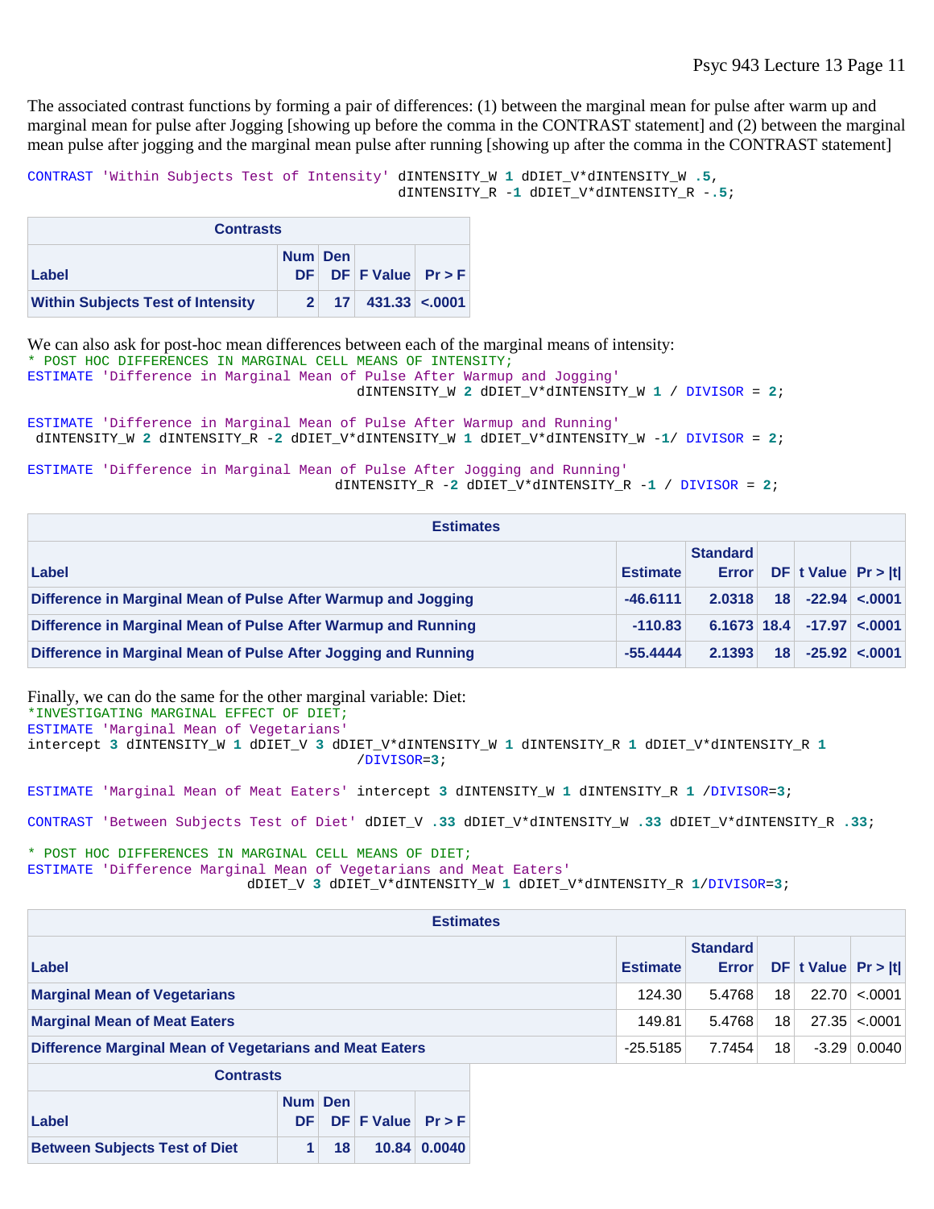The associated contrast functions by forming a pair of differences: (1) between the marginal mean for pulse after warm up and marginal mean for pulse after Jogging [showing up before the comma in the CONTRAST statement] and (2) between the marginal mean pulse after jogging and the marginal mean pulse after running [showing up after the comma in the CONTRAST statement]

```
CONTRAST 'Within Subjects Test of Intensity' dINTENSITY_W 1 dDIET_V*dINTENSITY_W .5,
                                           dINTENSITY_R -1 dDIET_V*dINTENSITY_R -.5;
```

| Contrasts | | | | |
|---|---|---|---|---|
| Label | Num DF | Den DF | F Value | Pr > F |
| Within Subjects Test of Intensity | 2 | 17 | 431.33 | <.0001 |

We can also ask for post-hoc mean differences between each of the marginal means of intensity:

```
* POST HOC DIFFERENCES IN MARGINAL CELL MEANS OF INTENSITY;
ESTIMATE 'Difference in Marginal Mean of Pulse After Warmup and Jogging'
                                        dINTENSITY_W 2 dDIET_V*dINTENSITY_W 1 / DIVISOR = 2;

ESTIMATE 'Difference in Marginal Mean of Pulse After Warmup and Running'
 dINTENSITY_W 2 dINTENSITY_R -2 dDIET_V*dINTENSITY_W 1 dDIET_V*dINTENSITY_W -1/ DIVISOR = 2;

ESTIMATE 'Difference in Marginal Mean of Pulse After Jogging and Running'
                                     dINTENSITY_R -2 dDIET_V*dINTENSITY_R -1 / DIVISOR = 2;
```

| Estimates | | | | | |
|---|---|---|---|---|---|
| Label | Estimate | Standard Error | DF | t Value | Pr > \|t\| |
| Difference in Marginal Mean of Pulse After Warmup and Jogging | -46.6111 | 2.0318 | 18 | -22.94 | <.0001 |
| Difference in Marginal Mean of Pulse After Warmup and Running | -110.83 | 6.1673 | 18.4 | -17.97 | <.0001 |
| Difference in Marginal Mean of Pulse After Jogging and Running | -55.4444 | 2.1393 | 18 | -25.92 | <.0001 |

Finally, we can do the same for the other marginal variable: Diet:

```
*INVESTIGATING MARGINAL EFFECT OF DIET;
ESTIMATE 'Marginal Mean of Vegetarians'
intercept 3 dINTENSITY_W 1 dDIET_V 3 dDIET_V*dINTENSITY_W 1 dINTENSITY_R 1 dDIET_V*dINTENSITY_R 1
                                        /DIVISOR=3;

ESTIMATE 'Marginal Mean of Meat Eaters' intercept 3 dINTENSITY_W 1 dINTENSITY_R 1 /DIVISOR=3;

CONTRAST 'Between Subjects Test of Diet' dDIET_V .33 dDIET_V*dINTENSITY_W .33 dDIET_V*dINTENSITY_R .33;

* POST HOC DIFFERENCES IN MARGINAL CELL MEANS OF DIET;
ESTIMATE 'Difference Marginal Mean of Vegetarians and Meat Eaters'
                          dDIET_V 3 dDIET_V*dINTENSITY_W 1 dDIET_V*dINTENSITY_R 1/DIVISOR=3;
```

| Estimates | | | | | |
|---|---|---|---|---|---|
| Label | Estimate | Standard Error | DF | t Value | Pr > \|t\| |
| Marginal Mean of Vegetarians | 124.30 | 5.4768 | 18 | 22.70 | <.0001 |
| Marginal Mean of Meat Eaters | 149.81 | 5.4768 | 18 | 27.35 | <.0001 |
| Difference Marginal Mean of Vegetarians and Meat Eaters | -25.5185 | 7.7454 | 18 | -3.29 | 0.0040 |

| Contrasts | | | | |
|---|---|---|---|---|
| Label | Num DF | Den DF | F Value | Pr > F |
| Between Subjects Test of Diet | 1 | 18 | 10.84 | 0.0040 |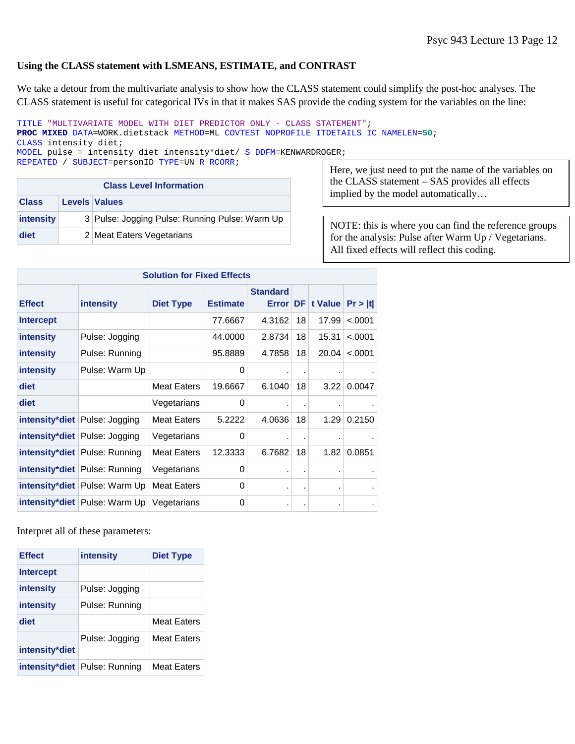**Using the CLASS statement with LSMEANS, ESTIMATE, and CONTRAST**

We take a detour from the multivariate analysis to show how the CLASS statement could simplify the post-hoc analyses. The CLASS statement is useful for categorical IVs in that it makes SAS provide the coding system for the variables on the line:

```
TITLE "MULTIVARIATE MODEL WITH DIET PREDICTOR ONLY - CLASS STATEMENT";
PROC MIXED DATA=WORK.dietstack METHOD=ML COVTEST NOPROFILE ITDETAILS IC NAMELEN=50;
CLASS intensity diet;
MODEL pulse = intensity diet intensity*diet/ S DDFM=KENWARDROGER;
REPEATED / SUBJECT=personID TYPE=UN R RCORR;
```

Here, we just need to put the name of the variables on the CLASS statement – SAS provides all effects implied by the model automatically…

| Class Level Information | | |
|---|---|---|
| **Class** | **Levels** | **Values** |
| **intensity** | 3 | Pulse: Jogging Pulse: Running Pulse: Warm Up |
| **diet** | 2 | Meat Eaters Vegetarians |

NOTE: this is where you can find the reference groups for the analysis: Pulse after Warm Up / Vegetarians. All fixed effects will reflect this coding.

**Solution for Fixed Effects**

| Effect | intensity | Diet Type | Estimate | Standard Error | DF | t Value | Pr > \|t\| |
|---|---|---|---|---|---|---|---|
| Intercept | | | 77.6667 | 4.3162 | 18 | 17.99 | <.0001 |
| intensity | Pulse: Jogging | | 44.0000 | 2.8734 | 18 | 15.31 | <.0001 |
| intensity | Pulse: Running | | 95.8889 | 4.7858 | 18 | 20.04 | <.0001 |
| intensity | Pulse: Warm Up | | 0 | . | . | . | . |
| diet | | Meat Eaters | 19.6667 | 6.1040 | 18 | 3.22 | 0.0047 |
| diet | | Vegetarians | 0 | . | . | . | . |
| intensity*diet | Pulse: Jogging | Meat Eaters | 5.2222 | 4.0636 | 18 | 1.29 | 0.2150 |
| intensity*diet | Pulse: Jogging | Vegetarians | 0 | . | . | . | . |
| intensity*diet | Pulse: Running | Meat Eaters | 12.3333 | 6.7682 | 18 | 1.82 | 0.0851 |
| intensity*diet | Pulse: Running | Vegetarians | 0 | . | . | . | . |
| intensity*diet | Pulse: Warm Up | Meat Eaters | 0 | . | . | . | . |
| intensity*diet | Pulse: Warm Up | Vegetarians | 0 | . | . | . | . |

Interpret all of these parameters:

| Effect | intensity | Diet Type |
|---|---|---|
| Intercept | | |
| intensity | Pulse: Jogging | |
| intensity | Pulse: Running | |
| diet | | Meat Eaters |
| intensity*diet | Pulse: Jogging | Meat Eaters |
| intensity*diet | Pulse: Running | Meat Eaters |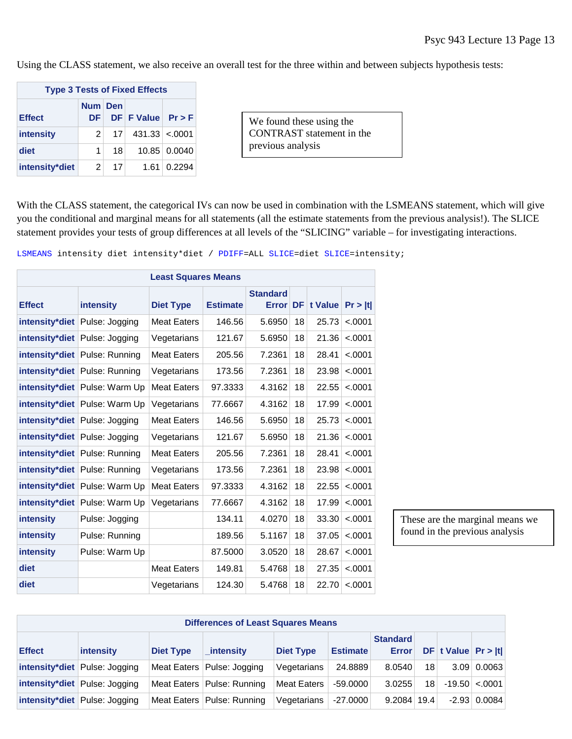Using the CLASS statement, we also receive an overall test for the three within and between subjects hypothesis tests:

| Type 3 Tests of Fixed Effects | | | | |
|---|---|---|---|---|
| Effect | Num DF | Den DF | F Value | Pr > F |
| intensity | 2 | 17 | 431.33 | <.0001 |
| diet | 1 | 18 | 10.85 | 0.0040 |
| intensity*diet | 2 | 17 | 1.61 | 0.2294 |

We found these using the CONTRAST statement in the previous analysis

With the CLASS statement, the categorical IVs can now be used in combination with the LSMEANS statement, which will give you the conditional and marginal means for all statements (all the estimate statements from the previous analysis!). The SLICE statement provides your tests of group differences at all levels of the "SLICING" variable – for investigating interactions.

```
LSMEANS intensity diet intensity*diet / PDIFF=ALL SLICE=diet SLICE=intensity;
```

| Least Squares Means | | | | | | | |
|---|---|---|---|---|---|---|---|
| Effect | intensity | Diet Type | Estimate | Standard Error | DF | t Value | Pr > \|t\| |
| intensity*diet | Pulse: Jogging | Meat Eaters | 146.56 | 5.6950 | 18 | 25.73 | <.0001 |
| intensity*diet | Pulse: Jogging | Vegetarians | 121.67 | 5.6950 | 18 | 21.36 | <.0001 |
| intensity*diet | Pulse: Running | Meat Eaters | 205.56 | 7.2361 | 18 | 28.41 | <.0001 |
| intensity*diet | Pulse: Running | Vegetarians | 173.56 | 7.2361 | 18 | 23.98 | <.0001 |
| intensity*diet | Pulse: Warm Up | Meat Eaters | 97.3333 | 4.3162 | 18 | 22.55 | <.0001 |
| intensity*diet | Pulse: Warm Up | Vegetarians | 77.6667 | 4.3162 | 18 | 17.99 | <.0001 |
| intensity*diet | Pulse: Jogging | Meat Eaters | 146.56 | 5.6950 | 18 | 25.73 | <.0001 |
| intensity*diet | Pulse: Jogging | Vegetarians | 121.67 | 5.6950 | 18 | 21.36 | <.0001 |
| intensity*diet | Pulse: Running | Meat Eaters | 205.56 | 7.2361 | 18 | 28.41 | <.0001 |
| intensity*diet | Pulse: Running | Vegetarians | 173.56 | 7.2361 | 18 | 23.98 | <.0001 |
| intensity*diet | Pulse: Warm Up | Meat Eaters | 97.3333 | 4.3162 | 18 | 22.55 | <.0001 |
| intensity*diet | Pulse: Warm Up | Vegetarians | 77.6667 | 4.3162 | 18 | 17.99 | <.0001 |
| intensity | Pulse: Jogging | | 134.11 | 4.0270 | 18 | 33.30 | <.0001 |
| intensity | Pulse: Running | | 189.56 | 5.1167 | 18 | 37.05 | <.0001 |
| intensity | Pulse: Warm Up | | 87.5000 | 3.0520 | 18 | 28.67 | <.0001 |
| diet | | Meat Eaters | 149.81 | 5.4768 | 18 | 27.35 | <.0001 |
| diet | | Vegetarians | 124.30 | 5.4768 | 18 | 22.70 | <.0001 |

These are the marginal means we found in the previous analysis

| Differences of Least Squares Means | | | | | | | | | |
|---|---|---|---|---|---|---|---|---|---|
| Effect | intensity | Diet Type | _intensity | Diet Type | Estimate | Standard Error | DF | t Value | Pr > \|t\| |
| intensity*diet | Pulse: Jogging | Meat Eaters | Pulse: Jogging | Vegetarians | 24.8889 | 8.0540 | 18 | 3.09 | 0.0063 |
| intensity*diet | Pulse: Jogging | Meat Eaters | Pulse: Running | Meat Eaters | -59.0000 | 3.0255 | 18 | -19.50 | <.0001 |
| intensity*diet | Pulse: Jogging | Meat Eaters | Pulse: Running | Vegetarians | -27.0000 | 9.2084 | 19.4 | -2.93 | 0.0084 |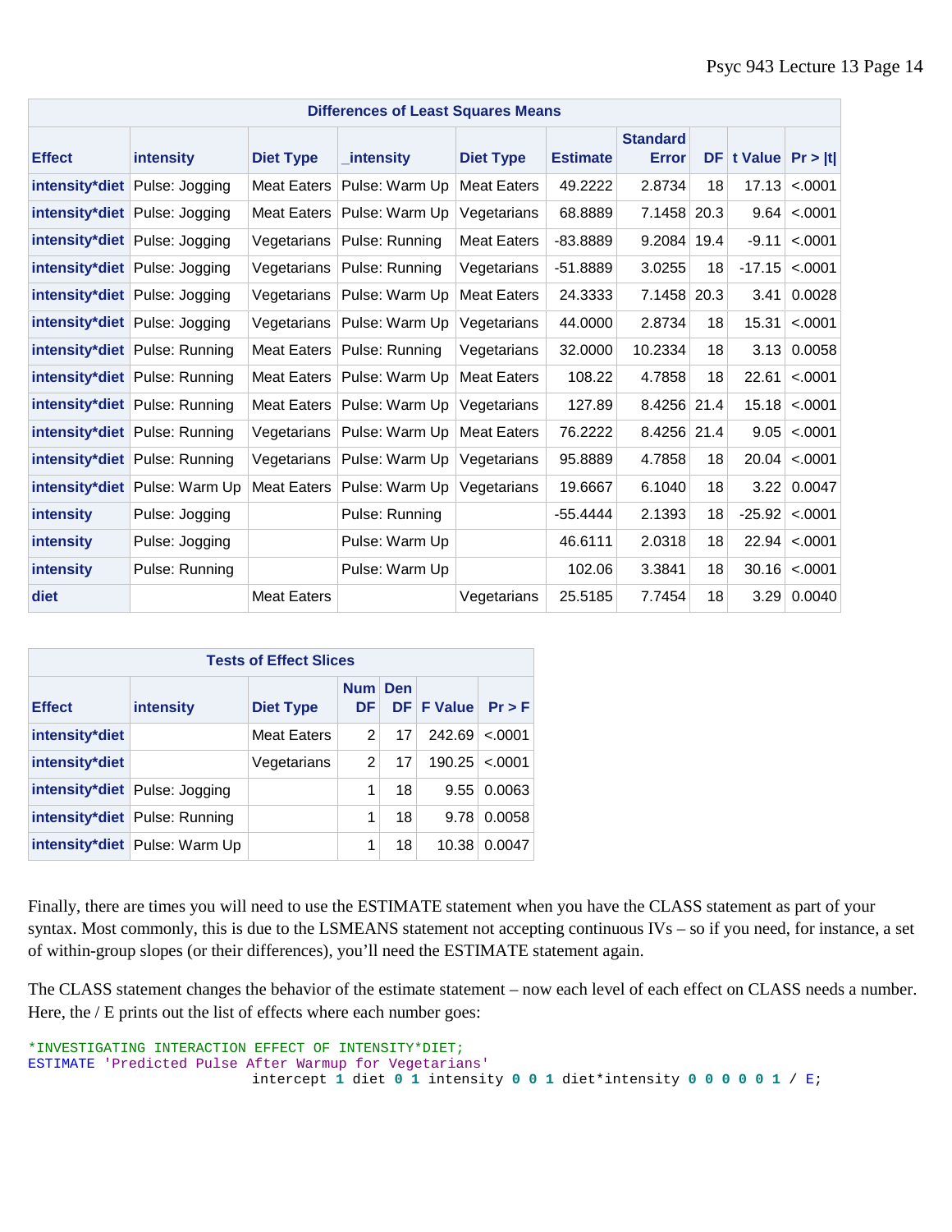| Differences of Least Squares Means | | | | | | | | | |
|---|---|---|---|---|---|---|---|---|---|
| Effect | intensity | Diet Type | _intensity | Diet Type | Estimate | Standard Error | DF | t Value | Pr > \|t\| |
| intensity*diet | Pulse: Jogging | Meat Eaters | Pulse: Warm Up | Meat Eaters | 49.2222 | 2.8734 | 18 | 17.13 | <.0001 |
| intensity*diet | Pulse: Jogging | Meat Eaters | Pulse: Warm Up | Vegetarians | 68.8889 | 7.1458 | 20.3 | 9.64 | <.0001 |
| intensity*diet | Pulse: Jogging | Vegetarians | Pulse: Running | Meat Eaters | -83.8889 | 9.2084 | 19.4 | -9.11 | <.0001 |
| intensity*diet | Pulse: Jogging | Vegetarians | Pulse: Running | Vegetarians | -51.8889 | 3.0255 | 18 | -17.15 | <.0001 |
| intensity*diet | Pulse: Jogging | Vegetarians | Pulse: Warm Up | Meat Eaters | 24.3333 | 7.1458 | 20.3 | 3.41 | 0.0028 |
| intensity*diet | Pulse: Jogging | Vegetarians | Pulse: Warm Up | Vegetarians | 44.0000 | 2.8734 | 18 | 15.31 | <.0001 |
| intensity*diet | Pulse: Running | Meat Eaters | Pulse: Running | Vegetarians | 32.0000 | 10.2334 | 18 | 3.13 | 0.0058 |
| intensity*diet | Pulse: Running | Meat Eaters | Pulse: Warm Up | Meat Eaters | 108.22 | 4.7858 | 18 | 22.61 | <.0001 |
| intensity*diet | Pulse: Running | Meat Eaters | Pulse: Warm Up | Vegetarians | 127.89 | 8.4256 | 21.4 | 15.18 | <.0001 |
| intensity*diet | Pulse: Running | Vegetarians | Pulse: Warm Up | Meat Eaters | 76.2222 | 8.4256 | 21.4 | 9.05 | <.0001 |
| intensity*diet | Pulse: Running | Vegetarians | Pulse: Warm Up | Vegetarians | 95.8889 | 4.7858 | 18 | 20.04 | <.0001 |
| intensity*diet | Pulse: Warm Up | Meat Eaters | Pulse: Warm Up | Vegetarians | 19.6667 | 6.1040 | 18 | 3.22 | 0.0047 |
| intensity | Pulse: Jogging | | Pulse: Running | | -55.4444 | 2.1393 | 18 | -25.92 | <.0001 |
| intensity | Pulse: Jogging | | Pulse: Warm Up | | 46.6111 | 2.0318 | 18 | 22.94 | <.0001 |
| intensity | Pulse: Running | | Pulse: Warm Up | | 102.06 | 3.3841 | 18 | 30.16 | <.0001 |
| diet | | Meat Eaters | | Vegetarians | 25.5185 | 7.7454 | 18 | 3.29 | 0.0040 |

| Tests of Effect Slices | | | | | | |
|---|---|---|---|---|---|---|
| Effect | intensity | Diet Type | Num DF | Den DF | F Value | Pr > F |
| intensity*diet | | Meat Eaters | 2 | 17 | 242.69 | <.0001 |
| intensity*diet | | Vegetarians | 2 | 17 | 190.25 | <.0001 |
| intensity*diet | Pulse: Jogging | | 1 | 18 | 9.55 | 0.0063 |
| intensity*diet | Pulse: Running | | 1 | 18 | 9.78 | 0.0058 |
| intensity*diet | Pulse: Warm Up | | 1 | 18 | 10.38 | 0.0047 |

Finally, there are times you will need to use the ESTIMATE statement when you have the CLASS statement as part of your syntax. Most commonly, this is due to the LSMEANS statement not accepting continuous IVs – so if you need, for instance, a set of within-group slopes (or their differences), you'll need the ESTIMATE statement again.

The CLASS statement changes the behavior of the estimate statement – now each level of each effect on CLASS needs a number. Here, the / E prints out the list of effects where each number goes:

```
*INVESTIGATING INTERACTION EFFECT OF INTENSITY*DIET;
ESTIMATE 'Predicted Pulse After Warmup for Vegetarians'
                          intercept 1 diet 0 1 intensity 0 0 1 diet*intensity 0 0 0 0 0 1 / E;
```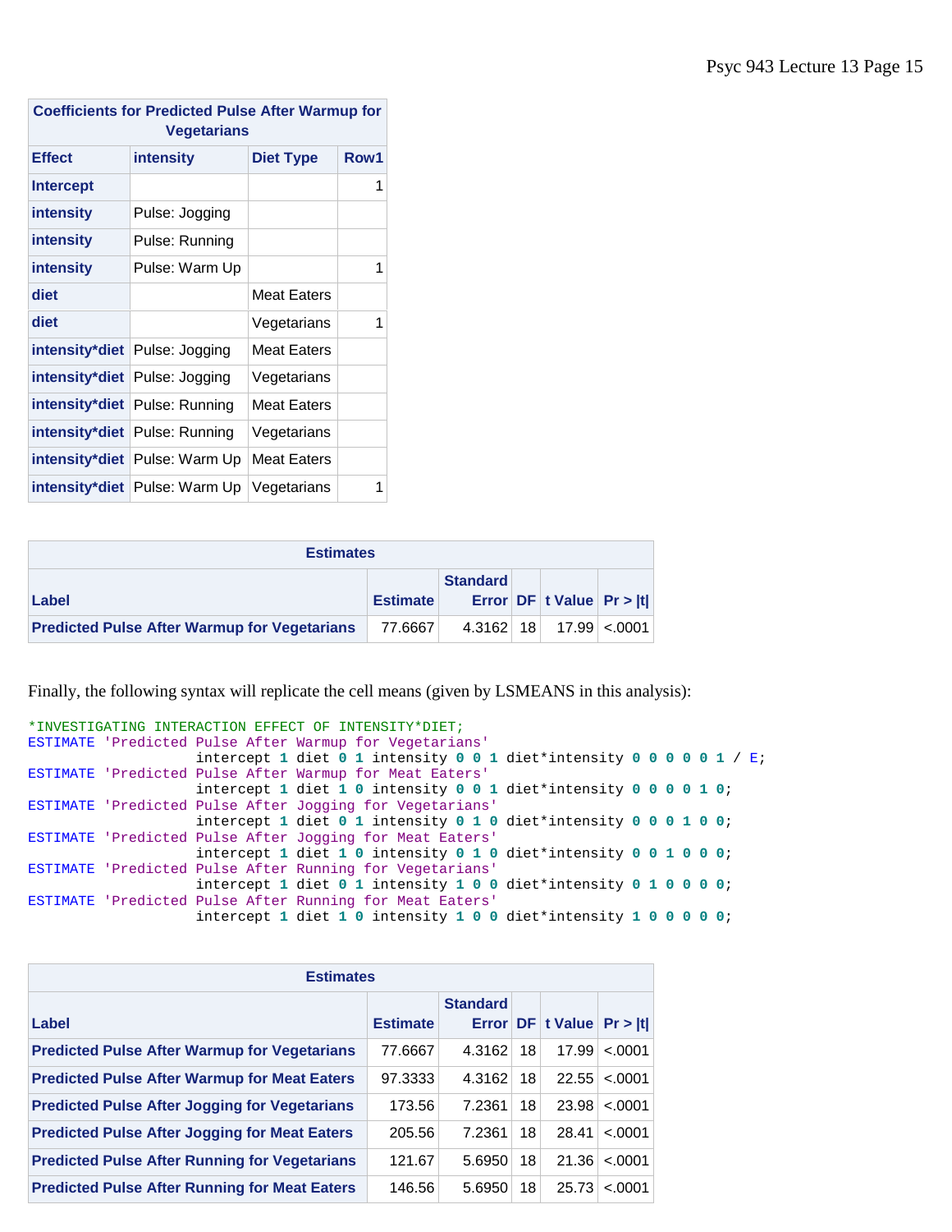| Coefficients for Predicted Pulse After Warmup for Vegetarians | | | |
|---|---|---|---|
| **Effect** | **intensity** | **Diet Type** | **Row1** |
| **Intercept** | | | 1 |
| **intensity** | Pulse: Jogging | | |
| **intensity** | Pulse: Running | | |
| **intensity** | Pulse: Warm Up | | 1 |
| **diet** | | Meat Eaters | |
| **diet** | | Vegetarians | 1 |
| **intensity*diet** | Pulse: Jogging | Meat Eaters | |
| **intensity*diet** | Pulse: Jogging | Vegetarians | |
| **intensity*diet** | Pulse: Running | Meat Eaters | |
| **intensity*diet** | Pulse: Running | Vegetarians | |
| **intensity*diet** | Pulse: Warm Up | Meat Eaters | |
| **intensity*diet** | Pulse: Warm Up | Vegetarians | 1 |

| Estimates | | | | | |
|---|---|---|---|---|---|
| **Label** | **Estimate** | **Standard Error** | **DF** | **t Value** | **Pr > \|t\|** |
| **Predicted Pulse After Warmup for Vegetarians** | 77.6667 | 4.3162 | 18 | 17.99 | <.0001 |

Finally, the following syntax will replicate the cell means (given by LSMEANS in this analysis):

```
*INVESTIGATING INTERACTION EFFECT OF INTENSITY*DIET;
ESTIMATE 'Predicted Pulse After Warmup for Vegetarians'
                intercept 1 diet 0 1 intensity 0 0 1 diet*intensity 0 0 0 0 0 1 / E;
ESTIMATE 'Predicted Pulse After Warmup for Meat Eaters'
                intercept 1 diet 1 0 intensity 0 0 1 diet*intensity 0 0 0 0 1 0;
ESTIMATE 'Predicted Pulse After Jogging for Vegetarians'
                intercept 1 diet 0 1 intensity 0 1 0 diet*intensity 0 0 0 1 0 0;
ESTIMATE 'Predicted Pulse After Jogging for Meat Eaters'
                intercept 1 diet 1 0 intensity 0 1 0 diet*intensity 0 0 1 0 0 0;
ESTIMATE 'Predicted Pulse After Running for Vegetarians'
                intercept 1 diet 0 1 intensity 1 0 0 diet*intensity 0 1 0 0 0 0;
ESTIMATE 'Predicted Pulse After Running for Meat Eaters'
                intercept 1 diet 1 0 intensity 1 0 0 diet*intensity 1 0 0 0 0 0;
```

| Estimates | | | | | |
|---|---|---|---|---|---|
| **Label** | **Estimate** | **Standard Error** | **DF** | **t Value** | **Pr > \|t\|** |
| **Predicted Pulse After Warmup for Vegetarians** | 77.6667 | 4.3162 | 18 | 17.99 | <.0001 |
| **Predicted Pulse After Warmup for Meat Eaters** | 97.3333 | 4.3162 | 18 | 22.55 | <.0001 |
| **Predicted Pulse After Jogging for Vegetarians** | 173.56 | 7.2361 | 18 | 23.98 | <.0001 |
| **Predicted Pulse After Jogging for Meat Eaters** | 205.56 | 7.2361 | 18 | 28.41 | <.0001 |
| **Predicted Pulse After Running for Vegetarians** | 121.67 | 5.6950 | 18 | 21.36 | <.0001 |
| **Predicted Pulse After Running for Meat Eaters** | 146.56 | 5.6950 | 18 | 25.73 | <.0001 |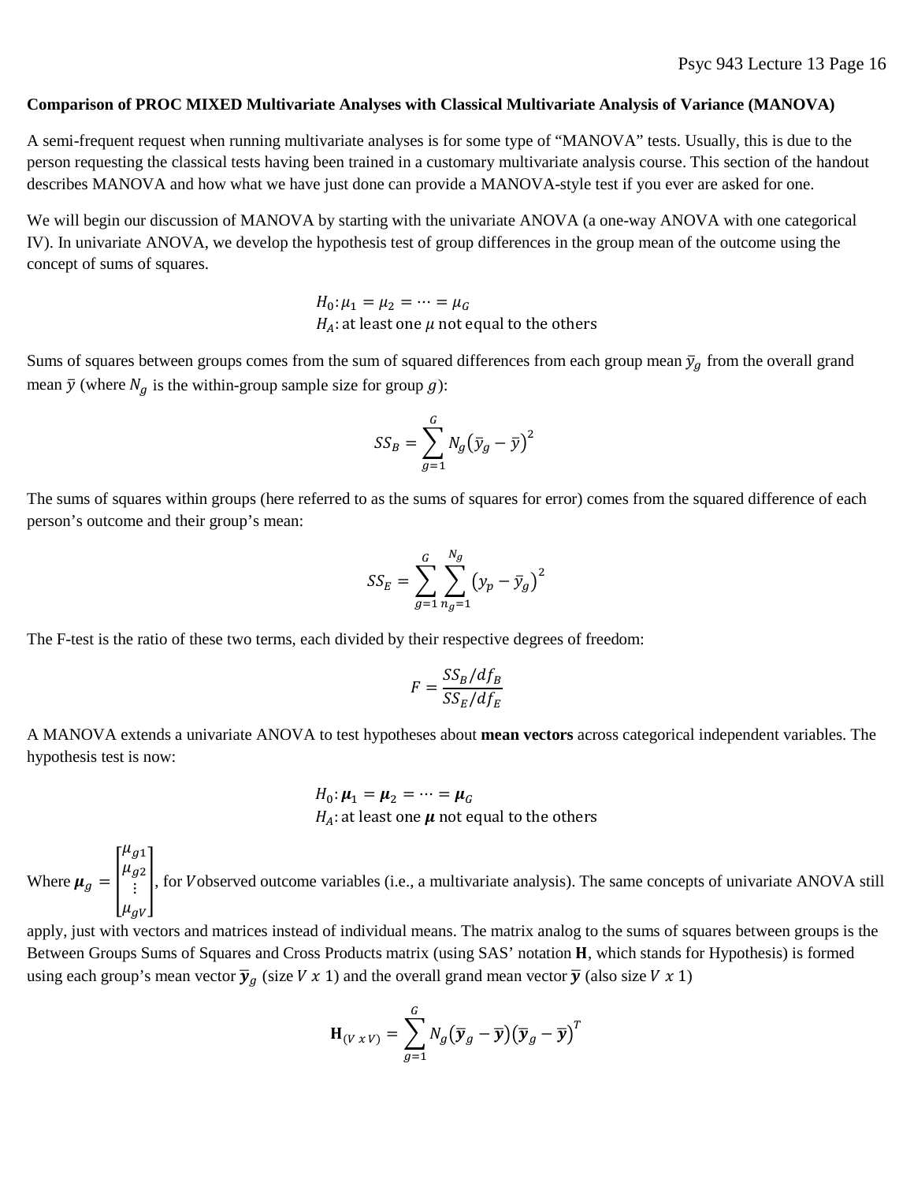**Comparison of PROC MIXED Multivariate Analyses with Classical Multivariate Analysis of Variance (MANOVA)**

A semi-frequent request when running multivariate analyses is for some type of "MANOVA" tests. Usually, this is due to the person requesting the classical tests having been trained in a customary multivariate analysis course. This section of the handout describes MANOVA and how what we have just done can provide a MANOVA-style test if you ever are asked for one.

We will begin our discussion of MANOVA by starting with the univariate ANOVA (a one-way ANOVA with one categorical IV). In univariate ANOVA, we develop the hypothesis test of group differences in the group mean of the outcome using the concept of sums of squares.

$$H_0: \mu_1 = \mu_2 = \cdots = \mu_G$$
$$H_A: \text{at least one } \mu \text{ not equal to the others}$$

Sums of squares between groups comes from the sum of squared differences from each group mean $\bar{y}_g$ from the overall grand mean $\bar{y}$ (where $N_g$ is the within-group sample size for group $g$):

$$SS_B = \sum_{g=1}^{G} N_g \left(\bar{y}_g - \bar{y}\right)^2$$

The sums of squares within groups (here referred to as the sums of squares for error) comes from the squared difference of each person's outcome and their group's mean:

$$SS_E = \sum_{g=1}^{G} \sum_{n_g=1}^{N_g} \left(y_p - \bar{y}_g\right)^2$$

The F-test is the ratio of these two terms, each divided by their respective degrees of freedom:

$$F = \frac{SS_B/df_B}{SS_E/df_E}$$

A MANOVA extends a univariate ANOVA to test hypotheses about **mean vectors** across categorical independent variables. The hypothesis test is now:

$$H_0: \boldsymbol{\mu}_1 = \boldsymbol{\mu}_2 = \cdots = \boldsymbol{\mu}_G$$
$$H_A: \text{at least one } \boldsymbol{\mu} \text{ not equal to the others}$$

Where $\boldsymbol{\mu}_g = \begin{bmatrix} \mu_{g1} \\ \mu_{g2} \\ \vdots \\ \mu_{gV} \end{bmatrix}$, for $V$ observed outcome variables (i.e., a multivariate analysis). The same concepts of univariate ANOVA still apply, just with vectors and matrices instead of individual means. The matrix analog to the sums of squares between groups is the Between Groups Sums of Squares and Cross Products matrix (using SAS' notation $\mathbf{H}$, which stands for Hypothesis) is formed using each group's mean vector $\bar{\boldsymbol{y}}_g$ (size $V \ x\ 1$) and the overall grand mean vector $\bar{\boldsymbol{y}}$ (also size $V \ x\ 1$)

$$\mathbf{H}_{(V \ x\ V)} = \sum_{g=1}^{G} N_g \left(\bar{\boldsymbol{y}}_g - \bar{\boldsymbol{y}}\right)\left(\bar{\boldsymbol{y}}_g - \bar{\boldsymbol{y}}\right)^T$$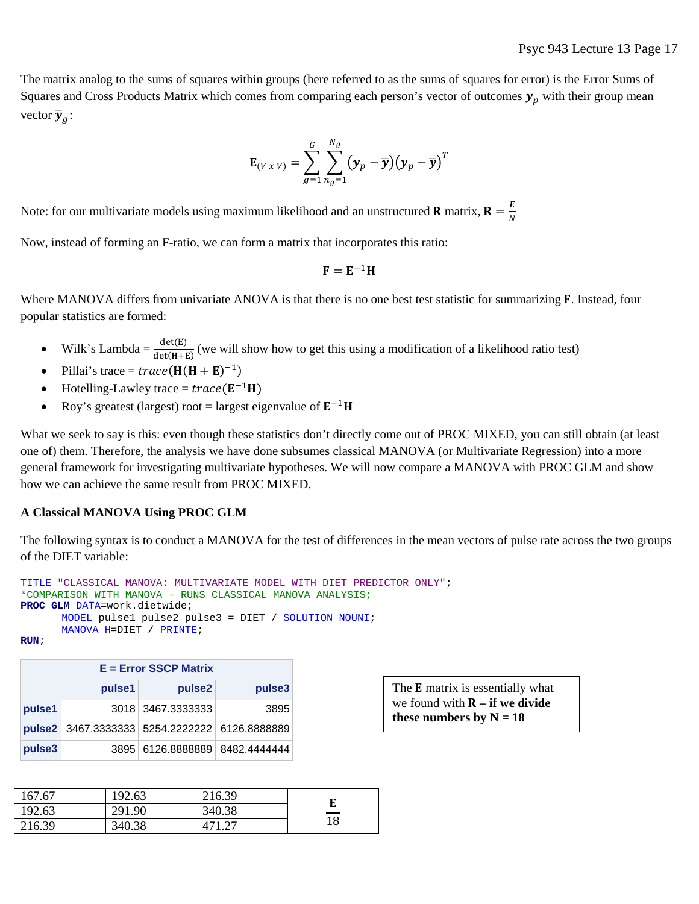The matrix analog to the sums of squares within groups (here referred to as the sums of squares for error) is the Error Sums of Squares and Cross Products Matrix which comes from comparing each person's vector of outcomes $\boldsymbol{y}_p$ with their group mean vector $\bar{\boldsymbol{y}}_g$:

$$\mathbf{E}_{(V\,x\,V)} = \sum_{g=1}^{G} \sum_{n_g=1}^{N_g} (\boldsymbol{y}_p - \bar{\boldsymbol{y}})(\boldsymbol{y}_p - \bar{\boldsymbol{y}})^T$$

Note: for our multivariate models using maximum likelihood and an unstructured **R** matrix, $\mathbf{R} = \frac{\boldsymbol{E}}{N}$

Now, instead of forming an F-ratio, we can form a matrix that incorporates this ratio:

$$\mathbf{F} = \mathbf{E}^{-1}\mathbf{H}$$

Where MANOVA differs from univariate ANOVA is that there is no one best test statistic for summarizing **F**. Instead, four popular statistics are formed:

- Wilk's Lambda = $\frac{\det(\mathbf{E})}{\det(\mathbf{H+E})}$ (we will show how to get this using a modification of a likelihood ratio test)
- Pillai's trace = $trace(\mathbf{H}(\mathbf{H}+\mathbf{E})^{-1})$
- Hotelling-Lawley trace = $trace(\mathbf{E}^{-1}\mathbf{H})$
- Roy's greatest (largest) root = largest eigenvalue of $\mathbf{E}^{-1}\mathbf{H}$

What we seek to say is this: even though these statistics don't directly come out of PROC MIXED, you can still obtain (at least one of) them. Therefore, the analysis we have done subsumes classical MANOVA (or Multivariate Regression) into a more general framework for investigating multivariate hypotheses. We will now compare a MANOVA with PROC GLM and show how we can achieve the same result from PROC MIXED.

### A Classical MANOVA Using PROC GLM

The following syntax is to conduct a MANOVA for the test of differences in the mean vectors of pulse rate across the two groups of the DIET variable:

```
TITLE "CLASSICAL MANOVA: MULTIVARIATE MODEL WITH DIET PREDICTOR ONLY";
*COMPARISON WITH MANOVA - RUNS CLASSICAL MANOVA ANALYSIS;
PROC GLM DATA=work.dietwide;
      MODEL pulse1 pulse2 pulse3 = DIET / SOLUTION NOUNI;
      MANOVA H=DIET / PRINTE;
RUN;
```

| E = Error SSCP Matrix | | | |
|---|---|---|---|
| | pulse1 | pulse2 | pulse3 |
| pulse1 | 3018 | 3467.3333333 | 3895 |
| pulse2 | 3467.3333333 | 5254.2222222 | 6126.8888889 |
| pulse3 | 3895 | 6126.8888889 | 8482.4444444 |

The **E** matrix is essentially what we found with **R – if we divide these numbers by N = 18**

| | | | |
|---|---|---|---|
| 167.67 | 192.63 | 216.39 | $\frac{\mathbf{E}}{18}$ |
| 192.63 | 291.90 | 340.38 | |
| 216.39 | 340.38 | 471.27 | |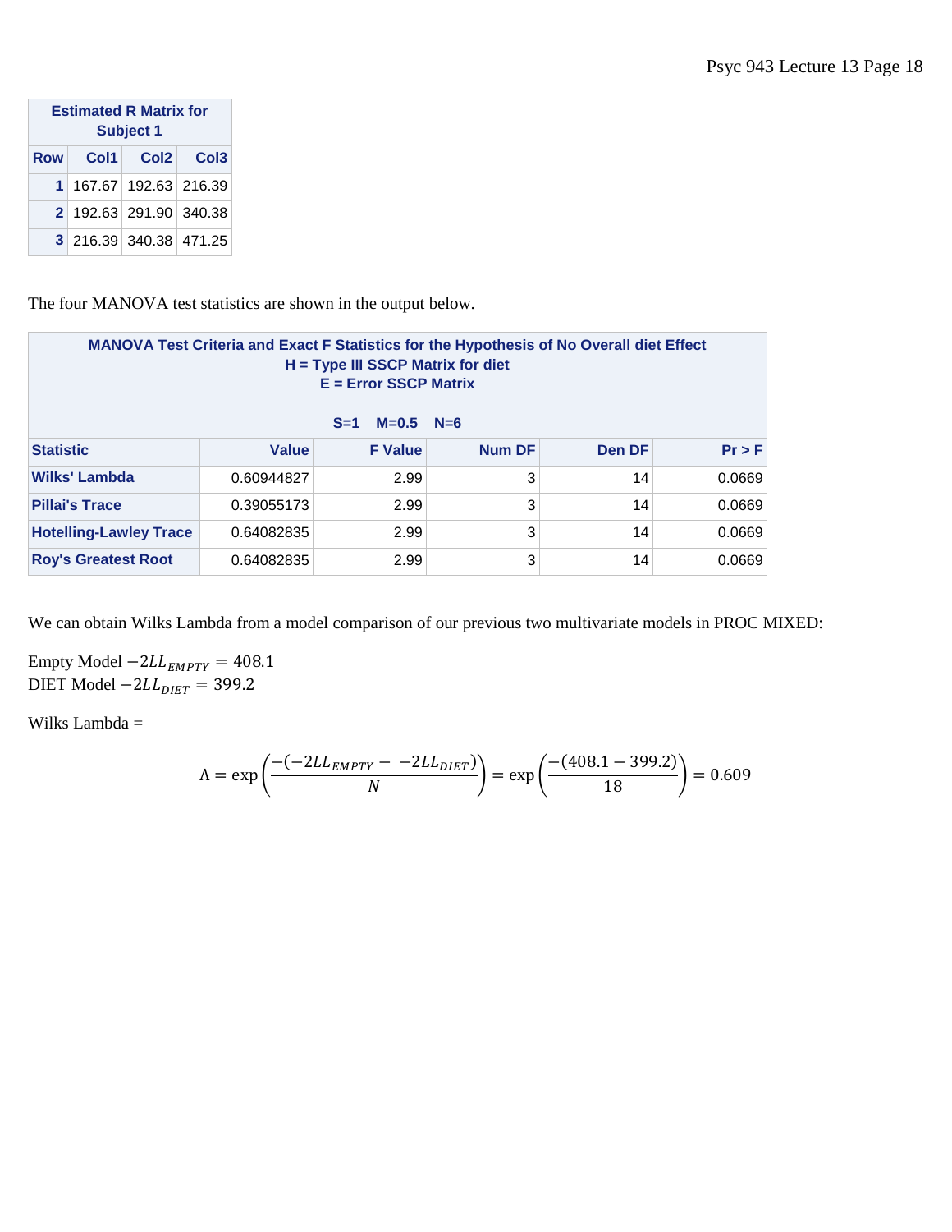| Estimated R Matrix for Subject 1 | | | |
|---|---|---|---|
| Row | Col1 | Col2 | Col3 |
| 1 | 167.67 | 192.63 | 216.39 |
| 2 | 192.63 | 291.90 | 340.38 |
| 3 | 216.39 | 340.38 | 471.25 |

The four MANOVA test statistics are shown in the output below.

**MANOVA Test Criteria and Exact F Statistics for the Hypothesis of No Overall diet Effect**
**H = Type III SSCP Matrix for diet**
**E = Error SSCP Matrix**

**S=1 M=0.5 N=6**

| Statistic | Value | F Value | Num DF | Den DF | Pr > F |
|---|---|---|---|---|---|
| Wilks' Lambda | 0.60944827 | 2.99 | 3 | 14 | 0.0669 |
| Pillai's Trace | 0.39055173 | 2.99 | 3 | 14 | 0.0669 |
| Hotelling-Lawley Trace | 0.64082835 | 2.99 | 3 | 14 | 0.0669 |
| Roy's Greatest Root | 0.64082835 | 2.99 | 3 | 14 | 0.0669 |

We can obtain Wilks Lambda from a model comparison of our previous two multivariate models in PROC MIXED:

Empty Model $-2LL_{EMPTY} = 408.1$
DIET Model $-2LL_{DIET} = 399.2$

Wilks Lambda =

$$\Lambda = \exp\left(\frac{-(-2LL_{EMPTY} - -2LL_{DIET})}{N}\right) = \exp\left(\frac{-(408.1 - 399.2)}{18}\right) = 0.609$$